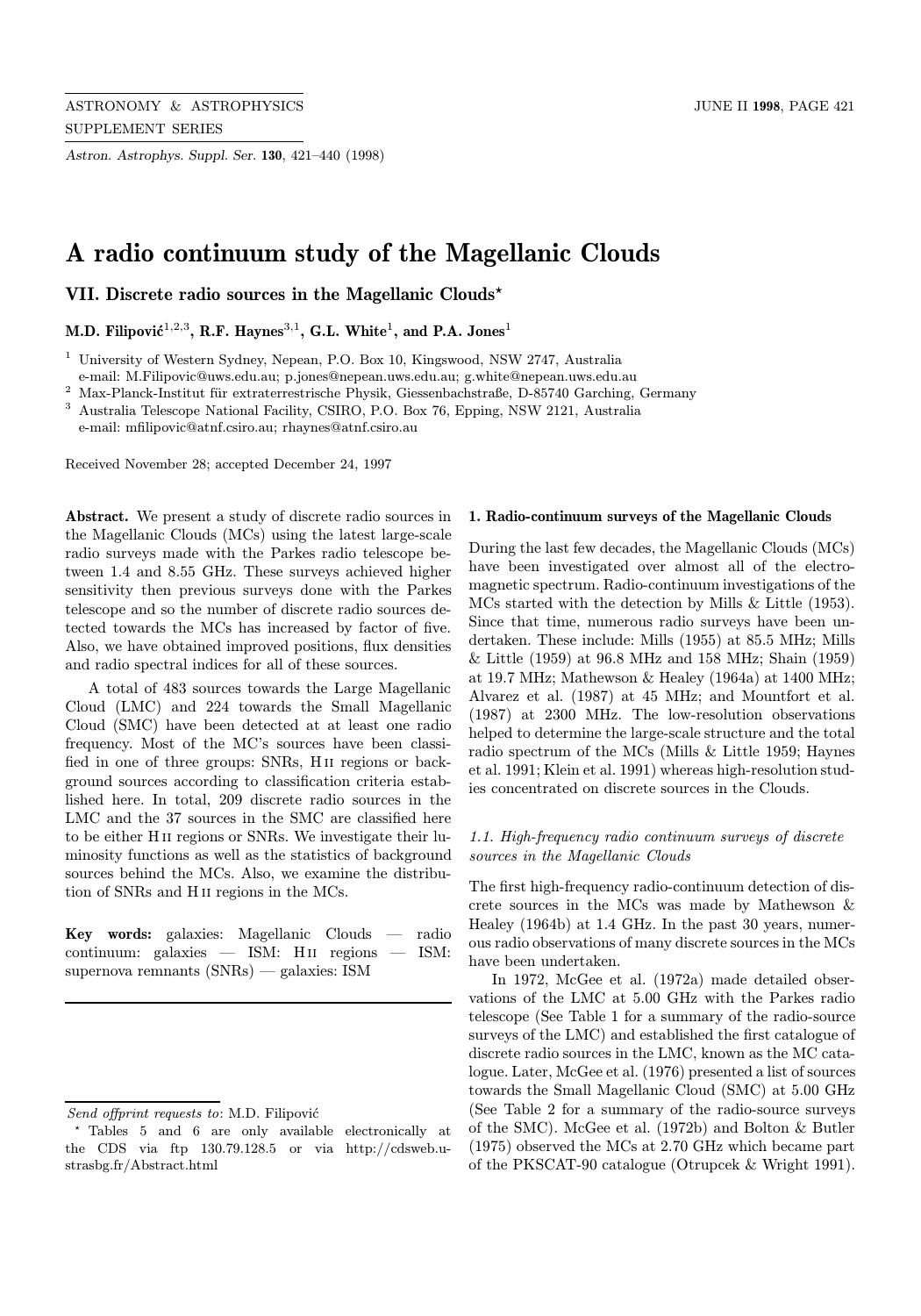# A radio continuum study of the Magellanic Clouds

## VII. Discrete radio sources in the Magellanic Clouds*

**M.D. Filipović[1,2,3], R.F. Haynes[3,1], G.L. White[1], and P.A. Jones[1]**

[1] University of Western Sydney, Nepean, P.O. Box 10, Kingswood, NSW 2747, Australia
e-mail: M.Filipovic@uws.edu.au; p.jones@nepean.uws.edu.au; g.white@nepean.uws.edu.au

[2] Max-Planck-Institut für extraterrestrische Physik, Giessenbachstraße, D-85740 Garching, Germany

[3] Australia Telescope National Facility, CSIRO, P.O. Box 76, Epping, NSW 2121, Australia
e-mail: mfilipovic@atnf.csiro.au; rhaynes@atnf.csiro.au

Received November 28; accepted December 24, 1997

**Abstract.** We present a study of discrete radio sources in the Magellanic Clouds (MCs) using the latest large-scale radio surveys made with the Parkes radio telescope between 1.4 and 8.55 GHz. These surveys achieved higher sensitivity then previous surveys done with the Parkes telescope and so the number of discrete radio sources detected towards the MCs has increased by factor of five. Also, we have obtained improved positions, flux densities and radio spectral indices for all of these sources.

A total of 483 sources towards the Large Magellanic Cloud (LMC) and 224 towards the Small Magellanic Cloud (SMC) have been detected at at least one radio frequency. Most of the MC's sources have been classified in one of three groups: SNRs, H II regions or background sources according to classification criteria established here. In total, 209 discrete radio sources in the LMC and the 37 sources in the SMC are classified here to be either H II regions or SNRs. We investigate their luminosity functions as well as the statistics of background sources behind the MCs. Also, we examine the distribution of SNRs and H II regions in the MCs.

**Key words:** galaxies: Magellanic Clouds — radio continuum: galaxies — ISM: H II regions — ISM: supernova remnants (SNRs) — galaxies: ISM

*Send offprint requests to*: M.D. Filipović

* Tables 5 and 6 are only available electronically at the CDS via ftp 130.79.128.5 or via http://cdsweb.u-strasbg.fr/Abstract.html

## 1. Radio-continuum surveys of the Magellanic Clouds

During the last few decades, the Magellanic Clouds (MCs) have been investigated over almost all of the electromagnetic spectrum. Radio-continuum investigations of the MCs started with the detection by Mills & Little (1953). Since that time, numerous radio surveys have been undertaken. These include: Mills (1955) at 85.5 MHz; Mills & Little (1959) at 96.8 MHz and 158 MHz; Shain (1959) at 19.7 MHz; Mathewson & Healey (1964a) at 1400 MHz; Alvarez et al. (1987) at 45 MHz; and Mountfort et al. (1987) at 2300 MHz. The low-resolution observations helped to determine the large-scale structure and the total radio spectrum of the MCs (Mills & Little 1959; Haynes et al. 1991; Klein et al. 1991) whereas high-resolution studies concentrated on discrete sources in the Clouds.

### *1.1. High-frequency radio continuum surveys of discrete sources in the Magellanic Clouds*

The first high-frequency radio-continuum detection of discrete sources in the MCs was made by Mathewson & Healey (1964b) at 1.4 GHz. In the past 30 years, numerous radio observations of many discrete sources in the MCs have been undertaken.

In 1972, McGee et al. (1972a) made detailed observations of the LMC at 5.00 GHz with the Parkes radio telescope (See Table 1 for a summary of the radio-source surveys of the LMC) and established the first catalogue of discrete radio sources in the LMC, known as the MC catalogue. Later, McGee et al. (1976) presented a list of sources towards the Small Magellanic Cloud (SMC) at 5.00 GHz (See Table 2 for a summary of the radio-source surveys of the SMC). McGee et al. (1972b) and Bolton & Butler (1975) observed the MCs at 2.70 GHz which became part of the PKSCAT-90 catalogue (Otrupcek & Wright 1991).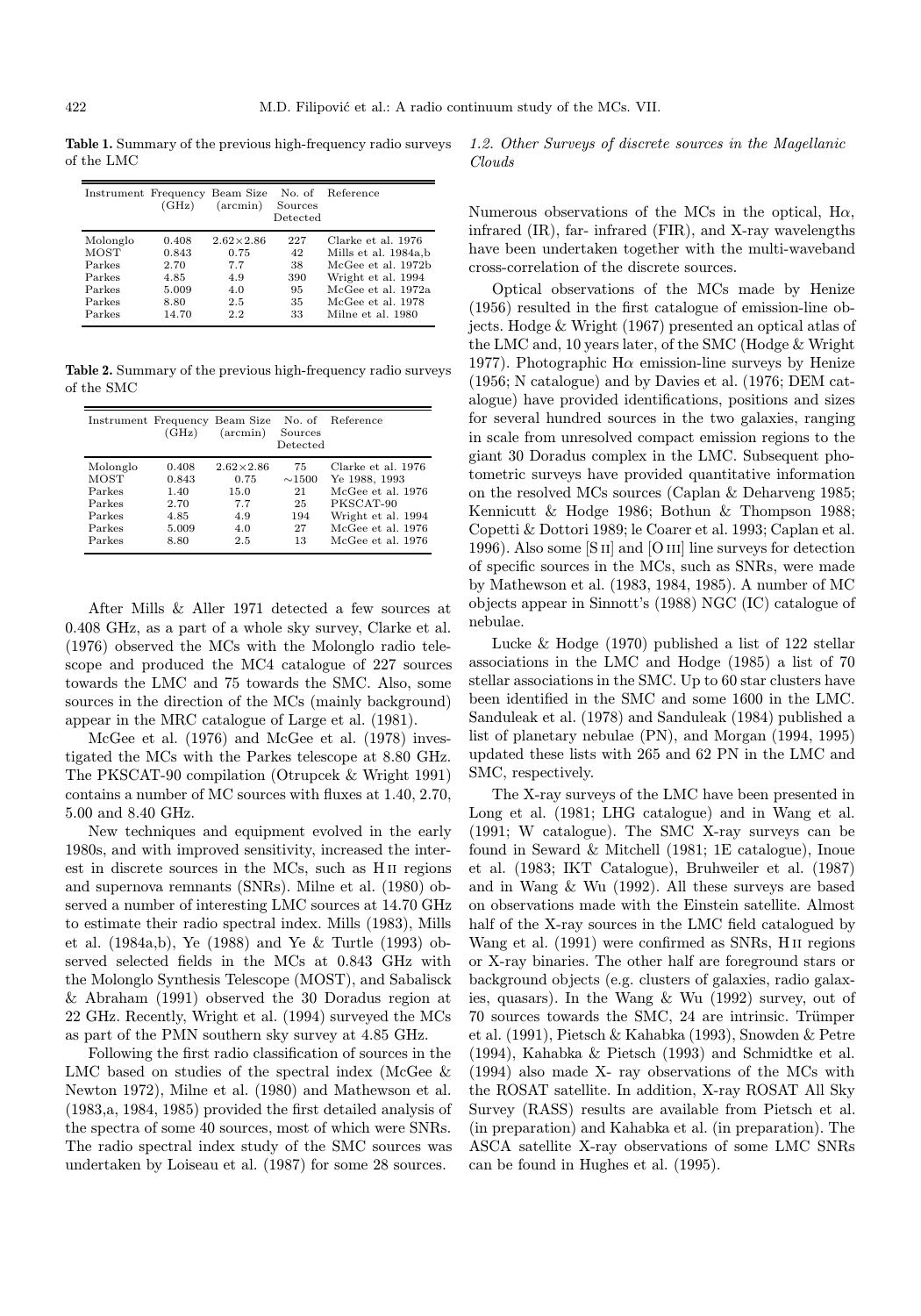**Table 1.** Summary of the previous high-frequency radio surveys of the LMC

| Instrument | Frequency (GHz) | Beam Size (arcmin) | No. of Sources Detected | Reference |
|---|---|---|---|---|
| Molonglo | 0.408 | 2.62×2.86 | 227 | Clarke et al. 1976 |
| MOST | 0.843 | 0.75 | 42 | Mills et al. 1984a,b |
| Parkes | 2.70 | 7.7 | 38 | McGee et al. 1972b |
| Parkes | 4.85 | 4.9 | 390 | Wright et al. 1994 |
| Parkes | 5.009 | 4.0 | 95 | McGee et al. 1972a |
| Parkes | 8.80 | 2.5 | 35 | McGee et al. 1978 |
| Parkes | 14.70 | 2.2 | 33 | Milne et al. 1980 |

**Table 2.** Summary of the previous high-frequency radio surveys of the SMC

| Instrument | Frequency (GHz) | Beam Size (arcmin) | No. of Sources Detected | Reference |
|---|---|---|---|---|
| Molonglo | 0.408 | 2.62×2.86 | 75 | Clarke et al. 1976 |
| MOST | 0.843 | 0.75 | ∼1500 | Ye 1988, 1993 |
| Parkes | 1.40 | 15.0 | 21 | McGee et al. 1976 |
| Parkes | 2.70 | 7.7 | 25 | PKSCAT-90 |
| Parkes | 4.85 | 4.9 | 194 | Wright et al. 1994 |
| Parkes | 5.009 | 4.0 | 27 | McGee et al. 1976 |
| Parkes | 8.80 | 2.5 | 13 | McGee et al. 1976 |

After Mills & Aller 1971 detected a few sources at 0.408 GHz, as a part of a whole sky survey, Clarke et al. (1976) observed the MCs with the Molonglo radio telescope and produced the MC4 catalogue of 227 sources towards the LMC and 75 towards the SMC. Also, some sources in the direction of the MCs (mainly background) appear in the MRC catalogue of Large et al. (1981).

McGee et al. (1976) and McGee et al. (1978) investigated the MCs with the Parkes telescope at 8.80 GHz. The PKSCAT-90 compilation (Otrupcek & Wright 1991) contains a number of MC sources with fluxes at 1.40, 2.70, 5.00 and 8.40 GHz.

New techniques and equipment evolved in the early 1980s, and with improved sensitivity, increased the interest in discrete sources in the MCs, such as H II regions and supernova remnants (SNRs). Milne et al. (1980) observed a number of interesting LMC sources at 14.70 GHz to estimate their radio spectral index. Mills (1983), Mills et al. (1984a,b), Ye (1988) and Ye & Turtle (1993) observed selected fields in the MCs at 0.843 GHz with the Molonglo Synthesis Telescope (MOST), and Sabalisck & Abraham (1991) observed the 30 Doradus region at 22 GHz. Recently, Wright et al. (1994) surveyed the MCs as part of the PMN southern sky survey at 4.85 GHz.

Following the first radio classification of sources in the LMC based on studies of the spectral index (McGee & Newton 1972), Milne et al. (1980) and Mathewson et al. (1983,a, 1984, 1985) provided the first detailed analysis of the spectra of some 40 sources, most of which were SNRs. The radio spectral index study of the SMC sources was undertaken by Loiseau et al. (1987) for some 28 sources.

### *1.2. Other Surveys of discrete sources in the Magellanic Clouds*

Numerous observations of the MCs in the optical, Hα, infrared (IR), far- infrared (FIR), and X-ray wavelengths have been undertaken together with the multi-waveband cross-correlation of the discrete sources.

Optical observations of the MCs made by Henize (1956) resulted in the first catalogue of emission-line objects. Hodge & Wright (1967) presented an optical atlas of the LMC and, 10 years later, of the SMC (Hodge & Wright 1977). Photographic Hα emission-line surveys by Henize (1956; N catalogue) and by Davies et al. (1976; DEM catalogue) have provided identifications, positions and sizes for several hundred sources in the two galaxies, ranging in scale from unresolved compact emission regions to the giant 30 Doradus complex in the LMC. Subsequent photometric surveys have provided quantitative information on the resolved MCs sources (Caplan & Deharveng 1985; Kennicutt & Hodge 1986; Bothun & Thompson 1988; Copetti & Dottori 1989; le Coarer et al. 1993; Caplan et al. 1996). Also some [S II] and [O III] line surveys for detection of specific sources in the MCs, such as SNRs, were made by Mathewson et al. (1983, 1984, 1985). A number of MC objects appear in Sinnott's (1988) NGC (IC) catalogue of nebulae.

Lucke & Hodge (1970) published a list of 122 stellar associations in the LMC and Hodge (1985) a list of 70 stellar associations in the SMC. Up to 60 star clusters have been identified in the SMC and some 1600 in the LMC. Sanduleak et al. (1978) and Sanduleak (1984) published a list of planetary nebulae (PN), and Morgan (1994, 1995) updated these lists with 265 and 62 PN in the LMC and SMC, respectively.

The X-ray surveys of the LMC have been presented in Long et al. (1981; LHG catalogue) and in Wang et al. (1991; W catalogue). The SMC X-ray surveys can be found in Seward & Mitchell (1981; 1E catalogue), Inoue et al. (1983; IKT Catalogue), Bruhweiler et al. (1987) and in Wang & Wu (1992). All these surveys are based on observations made with the Einstein satellite. Almost half of the X-ray sources in the LMC field catalogued by Wang et al. (1991) were confirmed as SNRs, H II regions or X-ray binaries. The other half are foreground stars or background objects (e.g. clusters of galaxies, radio galaxies, quasars). In the Wang & Wu (1992) survey, out of 70 sources towards the SMC, 24 are intrinsic. Trümper et al. (1991), Pietsch & Kahabka (1993), Snowden & Petre (1994), Kahabka & Pietsch (1993) and Schmidtke et al. (1994) also made X- ray observations of the MCs with the ROSAT satellite. In addition, X-ray ROSAT All Sky Survey (RASS) results are available from Pietsch et al. (in preparation) and Kahabka et al. (in preparation). The ASCA satellite X-ray observations of some LMC SNRs can be found in Hughes et al. (1995).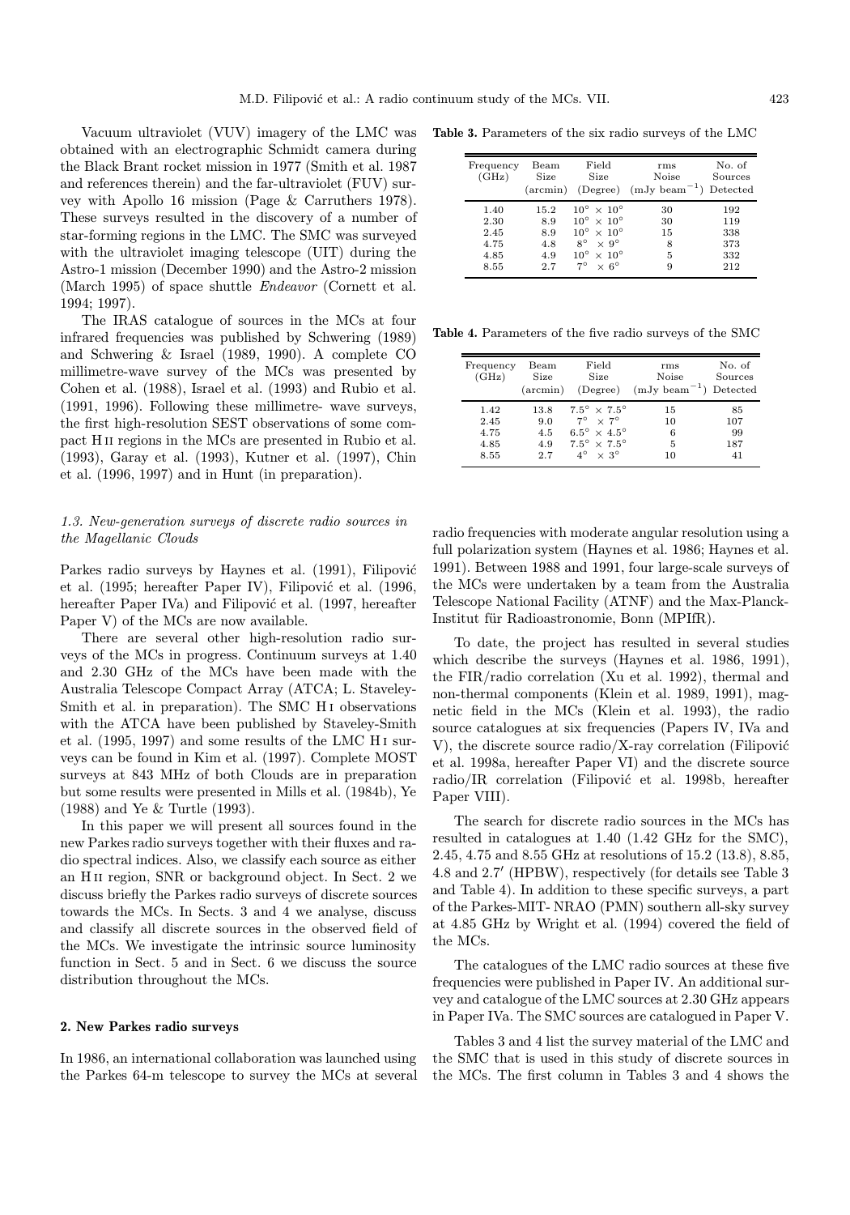Vacuum ultraviolet (VUV) imagery of the LMC was obtained with an electrographic Schmidt camera during the Black Brant rocket mission in 1977 (Smith et al. 1987 and references therein) and the far-ultraviolet (FUV) survey with Apollo 16 mission (Page & Carruthers 1978). These surveys resulted in the discovery of a number of star-forming regions in the LMC. The SMC was surveyed with the ultraviolet imaging telescope (UIT) during the Astro-1 mission (December 1990) and the Astro-2 mission (March 1995) of space shuttle *Endeavor* (Cornett et al. 1994; 1997).

The IRAS catalogue of sources in the MCs at four infrared frequencies was published by Schwering (1989) and Schwering & Israel (1989, 1990). A complete CO millimetre-wave survey of the MCs was presented by Cohen et al. (1988), Israel et al. (1993) and Rubio et al. (1991, 1996). Following these millimetre- wave surveys, the first high-resolution SEST observations of some compact H II regions in the MCs are presented in Rubio et al. (1993), Garay et al. (1993), Kutner et al. (1997), Chin et al. (1996, 1997) and in Hunt (in preparation).

### *1.3. New-generation surveys of discrete radio sources in the Magellanic Clouds*

Parkes radio surveys by Haynes et al. (1991), Filipović et al. (1995; hereafter Paper IV), Filipović et al. (1996, hereafter Paper IVa) and Filipović et al. (1997, hereafter Paper V) of the MCs are now available.

There are several other high-resolution radio surveys of the MCs in progress. Continuum surveys at 1.40 and 2.30 GHz of the MCs have been made with the Australia Telescope Compact Array (ATCA; L. Staveley-Smith et al. in preparation). The SMC H I observations with the ATCA have been published by Staveley-Smith et al. (1995, 1997) and some results of the LMC H I surveys can be found in Kim et al. (1997). Complete MOST surveys at 843 MHz of both Clouds are in preparation but some results were presented in Mills et al. (1984b), Ye (1988) and Ye & Turtle (1993).

In this paper we will present all sources found in the new Parkes radio surveys together with their fluxes and radio spectral indices. Also, we classify each source as either an H II region, SNR or background object. In Sect. 2 we discuss briefly the Parkes radio surveys of discrete sources towards the MCs. In Sects. 3 and 4 we analyse, discuss and classify all discrete sources in the observed field of the MCs. We investigate the intrinsic source luminosity function in Sect. 5 and in Sect. 6 we discuss the source distribution throughout the MCs.

## 2. New Parkes radio surveys

In 1986, an international collaboration was launched using the Parkes 64-m telescope to survey the MCs at several radio frequencies with moderate angular resolution using a full polarization system (Haynes et al. 1986; Haynes et al. 1991). Between 1988 and 1991, four large-scale surveys of the MCs were undertaken by a team from the Australia Telescope National Facility (ATNF) and the Max-Planck-Institut für Radioastronomie, Bonn (MPIfR).

To date, the project has resulted in several studies which describe the surveys (Haynes et al. 1986, 1991), the FIR/radio correlation (Xu et al. 1992), thermal and non-thermal components (Klein et al. 1989, 1991), magnetic field in the MCs (Klein et al. 1993), the radio source catalogues at six frequencies (Papers IV, IVa and V), the discrete source radio/X-ray correlation (Filipović et al. 1998a, hereafter Paper VI) and the discrete source radio/IR correlation (Filipović et al. 1998b, hereafter Paper VIII).

The search for discrete radio sources in the MCs has resulted in catalogues at 1.40 (1.42 GHz for the SMC), 2.45, 4.75 and 8.55 GHz at resolutions of 15.2 (13.8), 8.85, 4.8 and 2.7′ (HPBW), respectively (for details see Table 3 and Table 4). In addition to these specific surveys, a part of the Parkes-MIT- NRAO (PMN) southern all-sky survey at 4.85 GHz by Wright et al. (1994) covered the field of the MCs.

The catalogues of the LMC radio sources at these five frequencies were published in Paper IV. An additional survey and catalogue of the LMC sources at 2.30 GHz appears in Paper IVa. The SMC sources are catalogued in Paper V.

Tables 3 and 4 list the survey material of the LMC and the SMC that is used in this study of discrete sources in the MCs. The first column in Tables 3 and 4 shows the

**Table 3.** Parameters of the six radio surveys of the LMC

| Frequency (GHz) | Beam Size (arcmin) | Field Size (Degree) | rms Noise (mJy beam$^{-1}$) | No. of Sources Detected |
|---|---|---|---|---|
| 1.40 | 15.2 | $10^\circ \times 10^\circ$ | 30 | 192 |
| 2.30 | 8.9 | $10^\circ \times 10^\circ$ | 30 | 119 |
| 2.45 | 8.9 | $10^\circ \times 10^\circ$ | 15 | 338 |
| 4.75 | 4.8 | $8^\circ \times 9^\circ$ | 8 | 373 |
| 4.85 | 4.9 | $10^\circ \times 10^\circ$ | 5 | 332 |
| 8.55 | 2.7 | $7^\circ \times 6^\circ$ | 9 | 212 |

**Table 4.** Parameters of the five radio surveys of the SMC

| Frequency (GHz) | Beam Size (arcmin) | Field Size (Degree) | rms Noise (mJy beam$^{-1}$) | No. of Sources Detected |
|---|---|---|---|---|
| 1.42 | 13.8 | $7.5^\circ \times 7.5^\circ$ | 15 | 85 |
| 2.45 | 9.0 | $7^\circ \times 7^\circ$ | 10 | 107 |
| 4.75 | 4.5 | $6.5^\circ \times 4.5^\circ$ | 6 | 99 |
| 4.85 | 4.9 | $7.5^\circ \times 7.5^\circ$ | 5 | 187 |
| 8.55 | 2.7 | $4^\circ \times 3^\circ$ | 10 | 41 |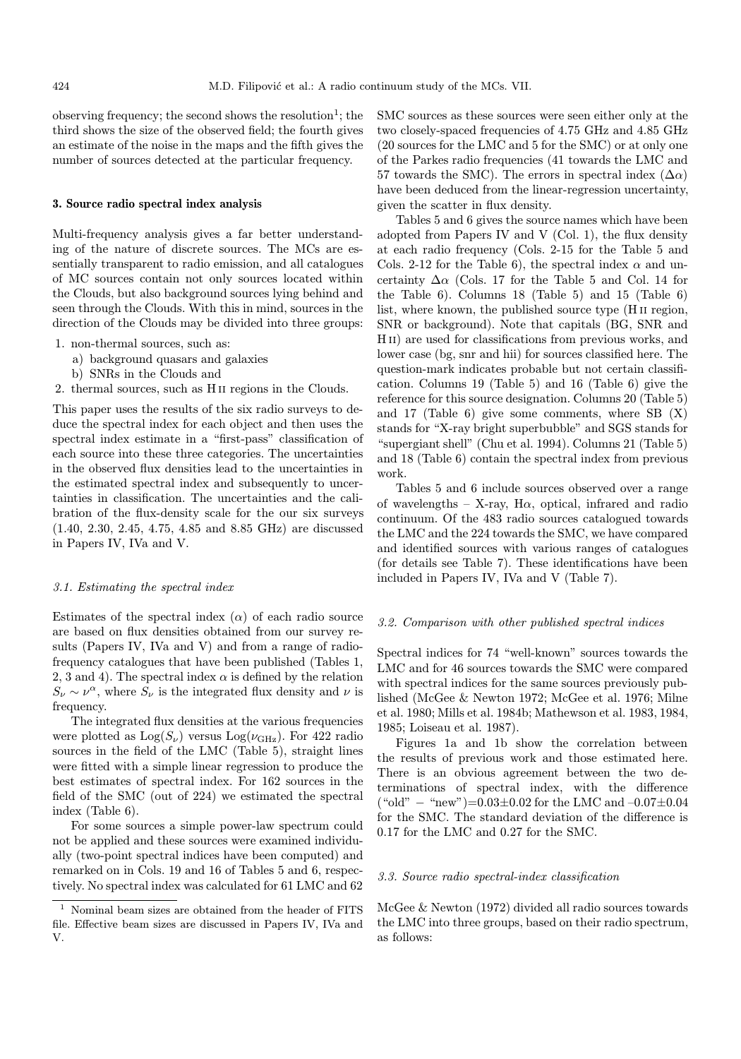observing frequency; the second shows the resolution[1]; the third shows the size of the observed field; the fourth gives an estimate of the noise in the maps and the fifth gives the number of sources detected at the particular frequency.

## 3. Source radio spectral index analysis

Multi-frequency analysis gives a far better understanding of the nature of discrete sources. The MCs are essentially transparent to radio emission, and all catalogues of MC sources contain not only sources located within the Clouds, but also background sources lying behind and seen through the Clouds. With this in mind, sources in the direction of the Clouds may be divided into three groups:

1. non-thermal sources, such as:
   a) background quasars and galaxies
   b) SNRs in the Clouds and
2. thermal sources, such as H II regions in the Clouds.

This paper uses the results of the six radio surveys to deduce the spectral index for each object and then uses the spectral index estimate in a "first-pass" classification of each source into these three categories. The uncertainties in the observed flux densities lead to the uncertainties in the estimated spectral index and subsequently to uncertainties in classification. The uncertainties and the calibration of the flux-density scale for the our six surveys (1.40, 2.30, 2.45, 4.75, 4.85 and 8.85 GHz) are discussed in Papers IV, IVa and V.

### *3.1. Estimating the spectral index*

Estimates of the spectral index ($\alpha$) of each radio source are based on flux densities obtained from our survey results (Papers IV, IVa and V) and from a range of radio-frequency catalogues that have been published (Tables 1, 2, 3 and 4). The spectral index $\alpha$ is defined by the relation $S_\nu \sim \nu^\alpha$, where $S_\nu$ is the integrated flux density and $\nu$ is frequency.

The integrated flux densities at the various frequencies were plotted as $\mathrm{Log}(S_\nu)$ versus $\mathrm{Log}(\nu_{\mathrm{GHz}})$. For 422 radio sources in the field of the LMC (Table 5), straight lines were fitted with a simple linear regression to produce the best estimates of spectral index. For 162 sources in the field of the SMC (out of 224) we estimated the spectral index (Table 6).

For some sources a simple power-law spectrum could not be applied and these sources were examined individually (two-point spectral indices have been computed) and remarked on in Cols. 19 and 16 of Tables 5 and 6, respectively. No spectral index was calculated for 61 LMC and 62 SMC sources as these sources were seen either only at the two closely-spaced frequencies of 4.75 GHz and 4.85 GHz (20 sources for the LMC and 5 for the SMC) or at only one of the Parkes radio frequencies (41 towards the LMC and 57 towards the SMC). The errors in spectral index ($\Delta\alpha$) have been deduced from the linear-regression uncertainty, given the scatter in flux density.

Tables 5 and 6 gives the source names which have been adopted from Papers IV and V (Col. 1), the flux density at each radio frequency (Cols. 2-15 for the Table 5 and Cols. 2-12 for the Table 6), the spectral index $\alpha$ and uncertainty $\Delta\alpha$ (Cols. 17 for the Table 5 and Col. 14 for the Table 6). Columns 18 (Table 5) and 15 (Table 6) list, where known, the published source type (H II region, SNR or background). Note that capitals (BG, SNR and H II) are used for classifications from previous works, and lower case (bg, snr and hii) for sources classified here. The question-mark indicates probable but not certain classification. Columns 19 (Table 5) and 16 (Table 6) give the reference for this source designation. Columns 20 (Table 5) and 17 (Table 6) give some comments, where SB (X) stands for "X-ray bright superbubble" and SGS stands for "supergiant shell" (Chu et al. 1994). Columns 21 (Table 5) and 18 (Table 6) contain the spectral index from previous work.

Tables 5 and 6 include sources observed over a range of wavelengths – X-ray, Hα, optical, infrared and radio continuum. Of the 483 radio sources catalogued towards the LMC and the 224 towards the SMC, we have compared and identified sources with various ranges of catalogues (for details see Table 7). These identifications have been included in Papers IV, IVa and V (Table 7).

### *3.2. Comparison with other published spectral indices*

Spectral indices for 74 "well-known" sources towards the LMC and for 46 sources towards the SMC were compared with spectral indices for the same sources previously published (McGee & Newton 1972; McGee et al. 1976; Milne et al. 1980; Mills et al. 1984b; Mathewson et al. 1983, 1984, 1985; Loiseau et al. 1987).

Figures 1a and 1b show the correlation between the results of previous work and those estimated here. There is an obvious agreement between the two determinations of spectral index, with the difference ("old" − "new")=0.03±0.02 for the LMC and –0.07±0.04 for the SMC. The standard deviation of the difference is 0.17 for the LMC and 0.27 for the SMC.

### *3.3. Source radio spectral-index classification*

McGee & Newton (1972) divided all radio sources towards the LMC into three groups, based on their radio spectrum, as follows:

[1] Nominal beam sizes are obtained from the header of FITS file. Effective beam sizes are discussed in Papers IV, IVa and V.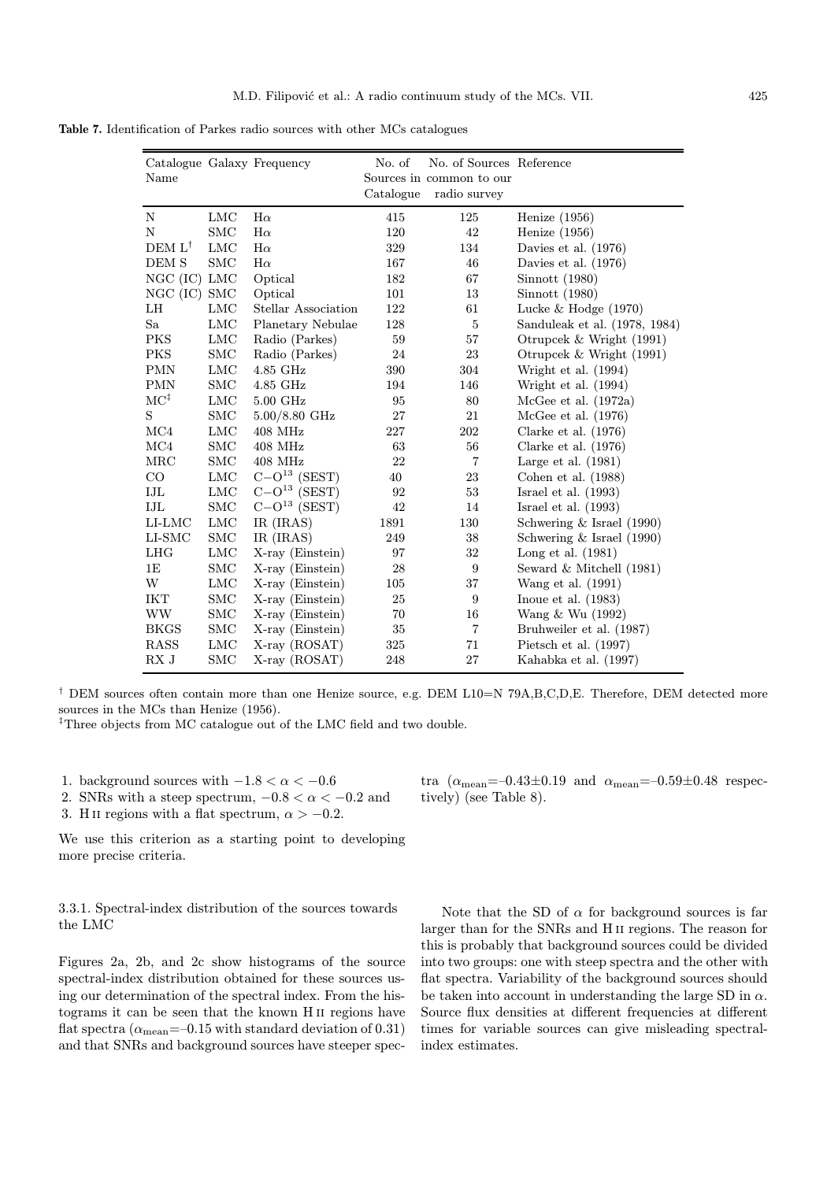**Table 7.** Identification of Parkes radio sources with other MCs catalogues

| Catalogue Name | Galaxy | Frequency | No. of Sources in Catalogue | No. of Sources common to our radio survey | Reference |
|---|---|---|---|---|---|
| N | LMC | Hα | 415 | 125 | Henize (1956) |
| N | SMC | Hα | 120 | 42 | Henize (1956) |
| DEM L[†] | LMC | Hα | 329 | 134 | Davies et al. (1976) |
| DEM S | SMC | Hα | 167 | 46 | Davies et al. (1976) |
| NGC (IC) | LMC | Optical | 182 | 67 | Sinnott (1980) |
| NGC (IC) | SMC | Optical | 101 | 13 | Sinnott (1980) |
| LH | LMC | Stellar Association | 122 | 61 | Lucke & Hodge (1970) |
| Sa | LMC | Planetary Nebulae | 128 | 5 | Sanduleak et al. (1978, 1984) |
| PKS | LMC | Radio (Parkes) | 59 | 57 | Otrupcek & Wright (1991) |
| PKS | SMC | Radio (Parkes) | 24 | 23 | Otrupcek & Wright (1991) |
| PMN | LMC | 4.85 GHz | 390 | 304 | Wright et al. (1994) |
| PMN | SMC | 4.85 GHz | 194 | 146 | Wright et al. (1994) |
| MC[‡] | LMC | 5.00 GHz | 95 | 80 | McGee et al. (1972a) |
| S | SMC | 5.00/8.80 GHz | 27 | 21 | McGee et al. (1976) |
| MC4 | LMC | 408 MHz | 227 | 202 | Clarke et al. (1976) |
| MC4 | SMC | 408 MHz | 63 | 56 | Clarke et al. (1976) |
| MRC | SMC | 408 MHz | 22 | 7 | Large et al. (1981) |
| CO | LMC | $C-O^{13}$ (SEST) | 40 | 23 | Cohen et al. (1988) |
| IJL | LMC | $C-O^{13}$ (SEST) | 92 | 53 | Israel et al. (1993) |
| IJL | SMC | $C-O^{13}$ (SEST) | 42 | 14 | Israel et al. (1993) |
| LI-LMC | LMC | IR (IRAS) | 1891 | 130 | Schwering & Israel (1990) |
| LI-SMC | SMC | IR (IRAS) | 249 | 38 | Schwering & Israel (1990) |
| LHG | LMC | X-ray (Einstein) | 97 | 32 | Long et al. (1981) |
| 1E | SMC | X-ray (Einstein) | 28 | 9 | Seward & Mitchell (1981) |
| W | LMC | X-ray (Einstein) | 105 | 37 | Wang et al. (1991) |
| IKT | SMC | X-ray (Einstein) | 25 | 9 | Inoue et al. (1983) |
| WW | SMC | X-ray (Einstein) | 70 | 16 | Wang & Wu (1992) |
| BKGS | SMC | X-ray (Einstein) | 35 | 7 | Bruhweiler et al. (1987) |
| RASS | LMC | X-ray (ROSAT) | 325 | 71 | Pietsch et al. (1997) |
| RX J | SMC | X-ray (ROSAT) | 248 | 27 | Kahabka et al. (1997) |

[†] DEM sources often contain more than one Henize source, e.g. DEM L10=N 79A,B,C,D,E. Therefore, DEM detected more sources in the MCs than Henize (1956).

[‡]Three objects from MC catalogue out of the LMC field and two double.

1. background sources with $-1.8 < \alpha < -0.6$
2. SNRs with a steep spectrum, $-0.8 < \alpha < -0.2$ and
3. H II regions with a flat spectrum, $\alpha > -0.2$.

We use this criterion as a starting point to developing more precise criteria.

### 3.3.1. Spectral-index distribution of the sources towards the LMC

Figures 2a, 2b, and 2c show histograms of the source spectral-index distribution obtained for these sources using our determination of the spectral index. From the histograms it can be seen that the known H II regions have flat spectra ($\alpha_{\rm mean}$=–0.15 with standard deviation of 0.31) and that SNRs and background sources have steeper spectra ($\alpha_{\rm mean}$=–0.43±0.19 and $\alpha_{\rm mean}$=–0.59±0.48 respectively) (see Table 8).

Note that the SD of $\alpha$ for background sources is far larger than for the SNRs and H II regions. The reason for this is probably that background sources could be divided into two groups: one with steep spectra and the other with flat spectra. Variability of the background sources should be taken into account in understanding the large SD in $\alpha$. Source flux densities at different frequencies at different times for variable sources can give misleading spectral-index estimates.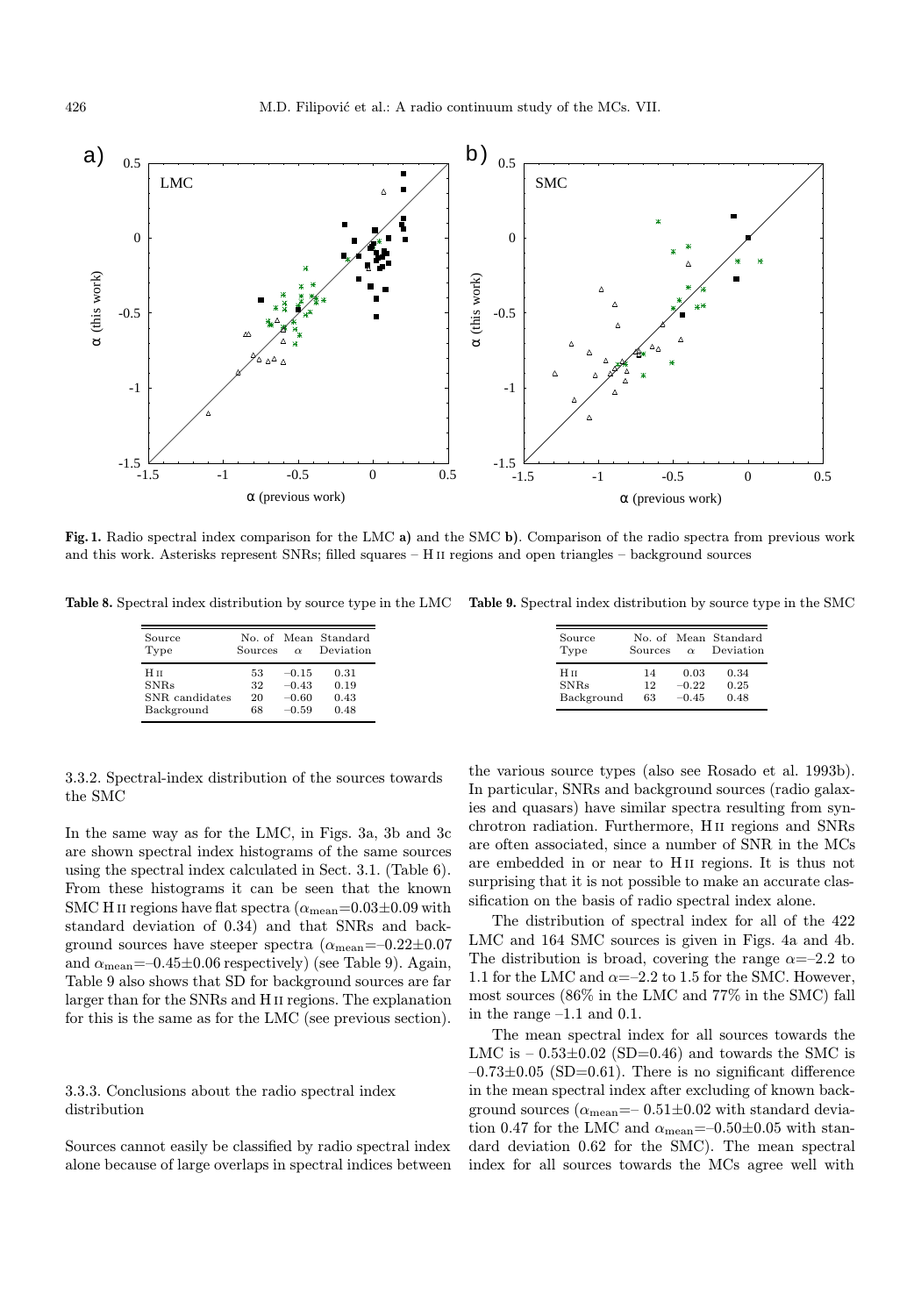**Fig. 1.** Radio spectral index comparison for the LMC **a)** and the SMC **b)**. Comparison of the radio spectra from previous work and this work. Asterisks represent SNRs; filled squares – H II regions and open triangles – background sources

**Table 8.** Spectral index distribution by source type in the LMC

| Source Type | No. of Sources | Mean $\alpha$ | Standard Deviation |
|---|---|---|---|
| H II | 53 | −0.15 | 0.31 |
| SNRs | 32 | −0.43 | 0.19 |
| SNR candidates | 20 | −0.60 | 0.43 |
| Background | 68 | −0.59 | 0.48 |

**Table 9.** Spectral index distribution by source type in the SMC

| Source Type | No. of Sources | Mean $\alpha$ | Standard Deviation |
|---|---|---|---|
| H II | 14 | 0.03 | 0.34 |
| SNRs | 12 | −0.22 | 0.25 |
| Background | 63 | −0.45 | 0.48 |

### 3.3.2. Spectral-index distribution of the sources towards the SMC

In the same way as for the LMC, in Figs. 3a, 3b and 3c are shown spectral index histograms of the same sources using the spectral index calculated in Sect. 3.1. (Table 6). From these histograms it can be seen that the known SMC H II regions have flat spectra ($\alpha_{\rm mean}$=0.03±0.09 with standard deviation of 0.34) and that SNRs and background sources have steeper spectra ($\alpha_{\rm mean}$=–0.22±0.07 and $\alpha_{\rm mean}$=–0.45±0.06 respectively) (see Table 9). Again, Table 9 also shows that SD for background sources are far larger than for the SNRs and H II regions. The explanation for this is the same as for the LMC (see previous section).

### 3.3.3. Conclusions about the radio spectral index distribution

Sources cannot easily be classified by radio spectral index alone because of large overlaps in spectral indices between the various source types (also see Rosado et al. 1993b). In particular, SNRs and background sources (radio galaxies and quasars) have similar spectra resulting from synchrotron radiation. Furthermore, H II regions and SNRs are often associated, since a number of SNR in the MCs are embedded in or near to H II regions. It is thus not surprising that it is not possible to make an accurate classification on the basis of radio spectral index alone.

The distribution of spectral index for all of the 422 LMC and 164 SMC sources is given in Figs. 4a and 4b. The distribution is broad, covering the range $\alpha$=–2.2 to 1.1 for the LMC and $\alpha$=–2.2 to 1.5 for the SMC. However, most sources (86% in the LMC and 77% in the SMC) fall in the range –1.1 and 0.1.

The mean spectral index for all sources towards the LMC is – 0.53±0.02 (SD=0.46) and towards the SMC is –0.73±0.05 (SD=0.61). There is no significant difference in the mean spectral index after excluding of known background sources ($\alpha_{\rm mean}$=– 0.51±0.02 with standard deviation 0.47 for the LMC and $\alpha_{\rm mean}$=–0.50±0.05 with standard deviation 0.62 for the SMC). The mean spectral index for all sources towards the MCs agree well with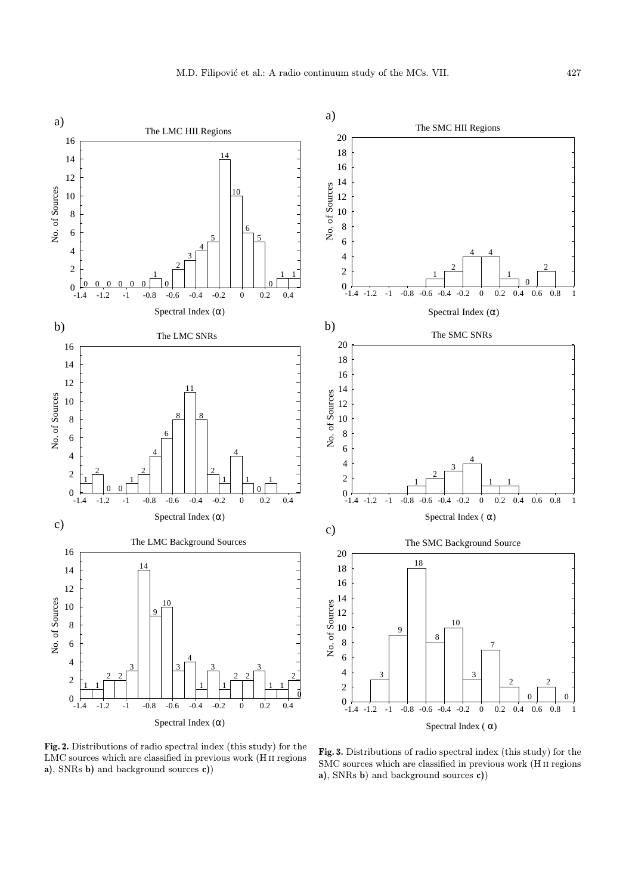**Fig. 2.** Distributions of radio spectral index (this study) for the LMC sources which are classified in previous work (H II regions **a**), SNRs **b)** and background sources **c)**)

**Fig. 3.** Distributions of radio spectral index (this study) for the SMC sources which are classified in previous work (H II regions **a**), SNRs **b**) and background sources **c)**)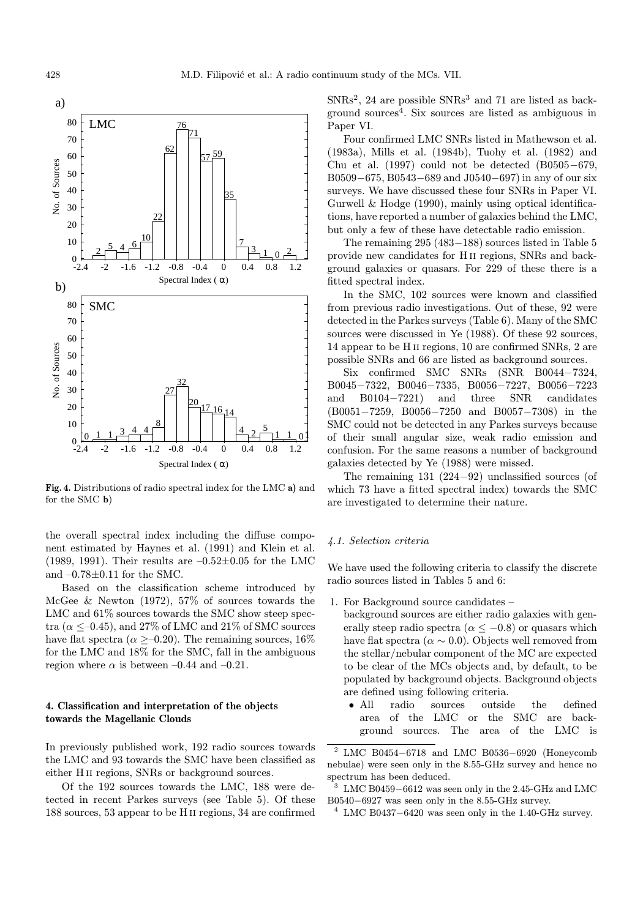**Fig. 4.** Distributions of radio spectral index for the LMC **a)** and for the SMC **b)**

the overall spectral index including the diffuse component estimated by Haynes et al. (1991) and Klein et al. (1989, 1991). Their results are $-0.52\pm0.05$ for the LMC and $-0.78\pm0.11$ for the SMC.

Based on the classification scheme introduced by McGee & Newton (1972), 57% of sources towards the LMC and 61% sources towards the SMC show steep spectra ($\alpha \leq -0.45$), and 27% of LMC and 21% of SMC sources have flat spectra ($\alpha \geq -0.20$). The remaining sources, 16% for the LMC and 18% for the SMC, fall in the ambiguous region where $\alpha$ is between –0.44 and –0.21.

## 4. Classification and interpretation of the objects towards the Magellanic Clouds

In previously published work, 192 radio sources towards the LMC and 93 towards the SMC have been classified as either H II regions, SNRs or background sources.

Of the 192 sources towards the LMC, 188 were detected in recent Parkes surveys (see Table 5). Of these 188 sources, 53 appear to be H II regions, 34 are confirmed SNRs[2], 24 are possible SNRs[3] and 71 are listed as background sources[4]. Six sources are listed as ambiguous in Paper VI.

Four confirmed LMC SNRs listed in Mathewson et al. (1983a), Mills et al. (1984b), Tuohy et al. (1982) and Chu et al. (1997) could not be detected (B0505−679, B0509−675, B0543−689 and J0540−697) in any of our six surveys. We have discussed these four SNRs in Paper VI. Gurwell & Hodge (1990), mainly using optical identifications, have reported a number of galaxies behind the LMC, but only a few of these have detectable radio emission.

The remaining 295 (483−188) sources listed in Table 5 provide new candidates for H II regions, SNRs and background galaxies or quasars. For 229 of these there is a fitted spectral index.

In the SMC, 102 sources were known and classified from previous radio investigations. Out of these, 92 were detected in the Parkes surveys (Table 6). Many of the SMC sources were discussed in Ye (1988). Of these 92 sources, 14 appear to be H II regions, 10 are confirmed SNRs, 2 are possible SNRs and 66 are listed as background sources.

Six confirmed SMC SNRs (SNR B0044−7324, B0045−7322, B0046−7335, B0056−7227, B0056−7223 and B0104−7221) and three SNR candidates (B0051−7259, B0056−7250 and B0057−7308) in the SMC could not be detected in any Parkes surveys because of their small angular size, weak radio emission and confusion. For the same reasons a number of background galaxies detected by Ye (1988) were missed.

The remaining 131 (224−92) unclassified sources (of which 73 have a fitted spectral index) towards the SMC are investigated to determine their nature.

### *4.1. Selection criteria*

We have used the following criteria to classify the discrete radio sources listed in Tables 5 and 6:

1. For Background source candidates –
   background sources are either radio galaxies with generally steep radio spectra ($\alpha \leq -0.8$) or quasars which have flat spectra ($\alpha \sim 0.0$). Objects well removed from the stellar/nebular component of the MC are expected to be clear of the MCs objects and, by default, to be populated by background objects. Background objects are defined using following criteria.
   - All radio sources outside the defined area of the LMC or the SMC are background sources. The area of the LMC is

[2] LMC B0454−6718 and LMC B0536−6920 (Honeycomb nebulae) were seen only in the 8.55-GHz survey and hence no spectrum has been deduced.

[3] LMC B0459−6612 was seen only in the 2.45-GHz and LMC B0540−6927 was seen only in the 8.55-GHz survey.

[4] LMC B0437−6420 was seen only in the 1.40-GHz survey.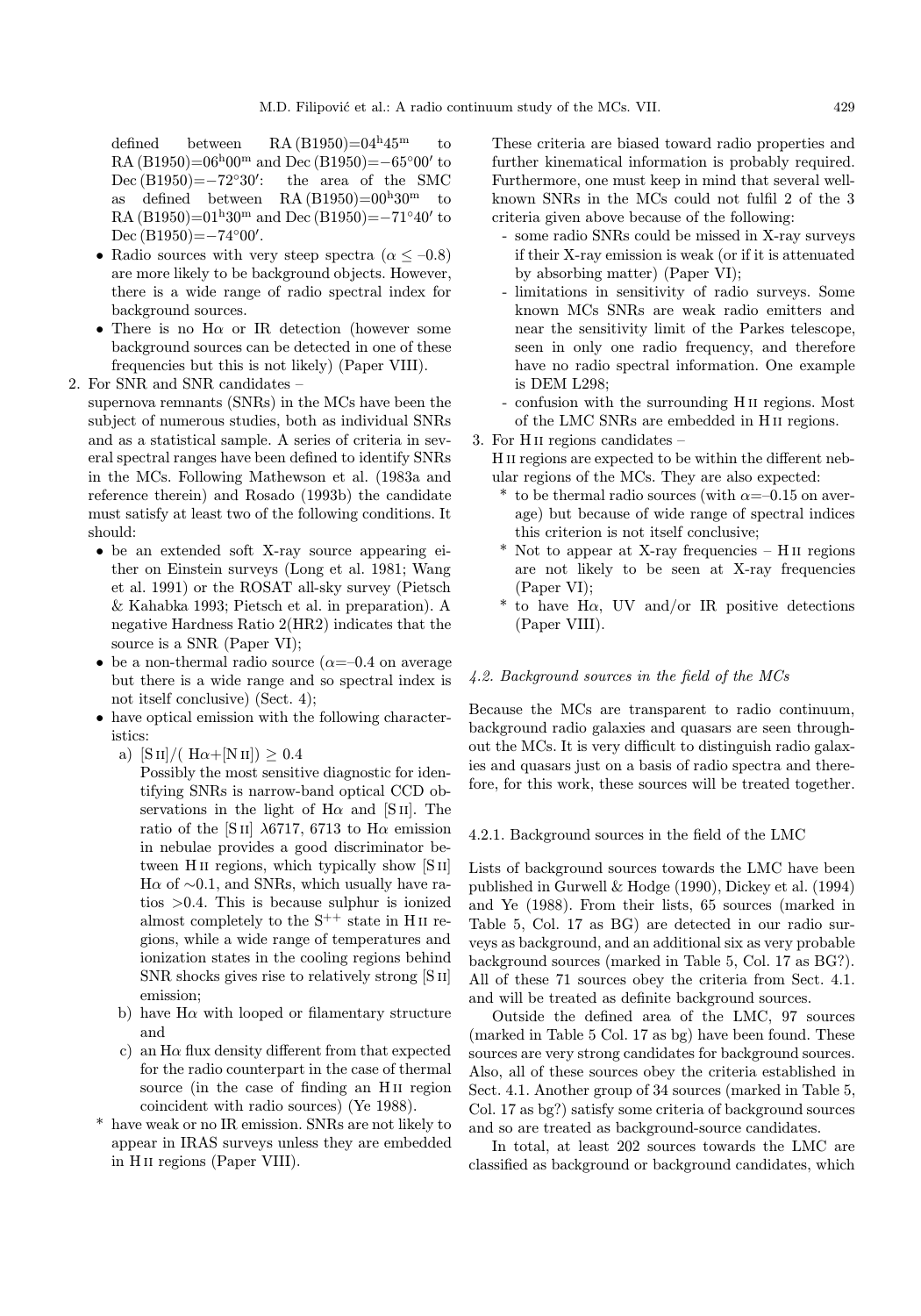defined between RA (B1950)=$04^h45^m$ to RA (B1950)=$06^h00^m$ and Dec (B1950)=$-65°00'$ to Dec (B1950)=$-72°30'$: the area of the SMC as defined between RA (B1950)=$00^h30^m$ to RA (B1950)=$01^h30^m$ and Dec (B1950)=$-71°40'$ to Dec (B1950)=$-74°00'$.

- Radio sources with very steep spectra ($\alpha \leq -0.8$) are more likely to be background objects. However, there is a wide range of radio spectral index for background sources.
- There is no Hα or IR detection (however some background sources can be detected in one of these frequencies but this is not likely) (Paper VIII).

2. For SNR and SNR candidates –
supernova remnants (SNRs) in the MCs have been the subject of numerous studies, both as individual SNRs and as a statistical sample. A series of criteria in several spectral ranges have been defined to identify SNRs in the MCs. Following Mathewson et al. (1983a and reference therein) and Rosado (1993b) the candidate must satisfy at least two of the following conditions. It should:
   - be an extended soft X-ray source appearing either on Einstein surveys (Long et al. 1981; Wang et al. 1991) or the ROSAT all-sky survey (Pietsch & Kahabka 1993; Pietsch et al. in preparation). A negative Hardness Ratio 2(HR2) indicates that the source is a SNR (Paper VI);
   - be a non-thermal radio source ($\alpha$=–0.4 on average but there is a wide range and so spectral index is not itself conclusive) (Sect. 4);
   - have optical emission with the following characteristics:
     a) [S II]/( Hα+[N II]) $\geq 0.4$
     Possibly the most sensitive diagnostic for identifying SNRs is narrow-band optical CCD observations in the light of Hα and [S II]. The ratio of the [S II] λ6717, 6713 to Hα emission in nebulae provides a good discriminator between H II regions, which typically show [S II] Hα of ∼0.1, and SNRs, which usually have ratios >0.4. This is because sulphur is ionized almost completely to the $S^{++}$ state in H II regions, while a wide range of temperatures and ionization states in the cooling regions behind SNR shocks gives rise to relatively strong [S II] emission;
     b) have Hα with looped or filamentary structure and
     c) an Hα flux density different from that expected for the radio counterpart in the case of thermal source (in the case of finding an H II region coincident with radio sources) (Ye 1988).
   * have weak or no IR emission. SNRs are not likely to appear in IRAS surveys unless they are embedded in H II regions (Paper VIII).

These criteria are biased toward radio properties and further kinematical information is probably required. Furthermore, one must keep in mind that several well-known SNRs in the MCs could not fulfil 2 of the 3 criteria given above because of the following:
   - some radio SNRs could be missed in X-ray surveys if their X-ray emission is weak (or if it is attenuated by absorbing matter) (Paper VI);
   - limitations in sensitivity of radio surveys. Some known MCs SNRs are weak radio emitters and near the sensitivity limit of the Parkes telescope, seen in only one radio frequency, and therefore have no radio spectral information. One example is DEM L298;
   - confusion with the surrounding H II regions. Most of the LMC SNRs are embedded in H II regions.

3. For H II regions candidates –
H II regions are expected to be within the different nebular regions of the MCs. They are also expected:
   * to be thermal radio sources (with $\alpha$=–0.15 on average) but because of wide range of spectral indices this criterion is not itself conclusive;
   * Not to appear at X-ray frequencies – H II regions are not likely to be seen at X-ray frequencies (Paper VI);
   * to have Hα, UV and/or IR positive detections (Paper VIII).

### *4.2. Background sources in the field of the MCs*

Because the MCs are transparent to radio continuum, background radio galaxies and quasars are seen throughout the MCs. It is very difficult to distinguish radio galaxies and quasars just on a basis of radio spectra and therefore, for this work, these sources will be treated together.

#### 4.2.1. Background sources in the field of the LMC

Lists of background sources towards the LMC have been published in Gurwell & Hodge (1990), Dickey et al. (1994) and Ye (1988). From their lists, 65 sources (marked in Table 5, Col. 17 as BG) are detected in our radio surveys as background, and an additional six as very probable background sources (marked in Table 5, Col. 17 as BG?). All of these 71 sources obey the criteria from Sect. 4.1. and will be treated as definite background sources.

Outside the defined area of the LMC, 97 sources (marked in Table 5 Col. 17 as bg) have been found. These sources are very strong candidates for background sources. Also, all of these sources obey the criteria established in Sect. 4.1. Another group of 34 sources (marked in Table 5, Col. 17 as bg?) satisfy some criteria of background sources and so are treated as background-source candidates.

In total, at least 202 sources towards the LMC are classified as background or background candidates, which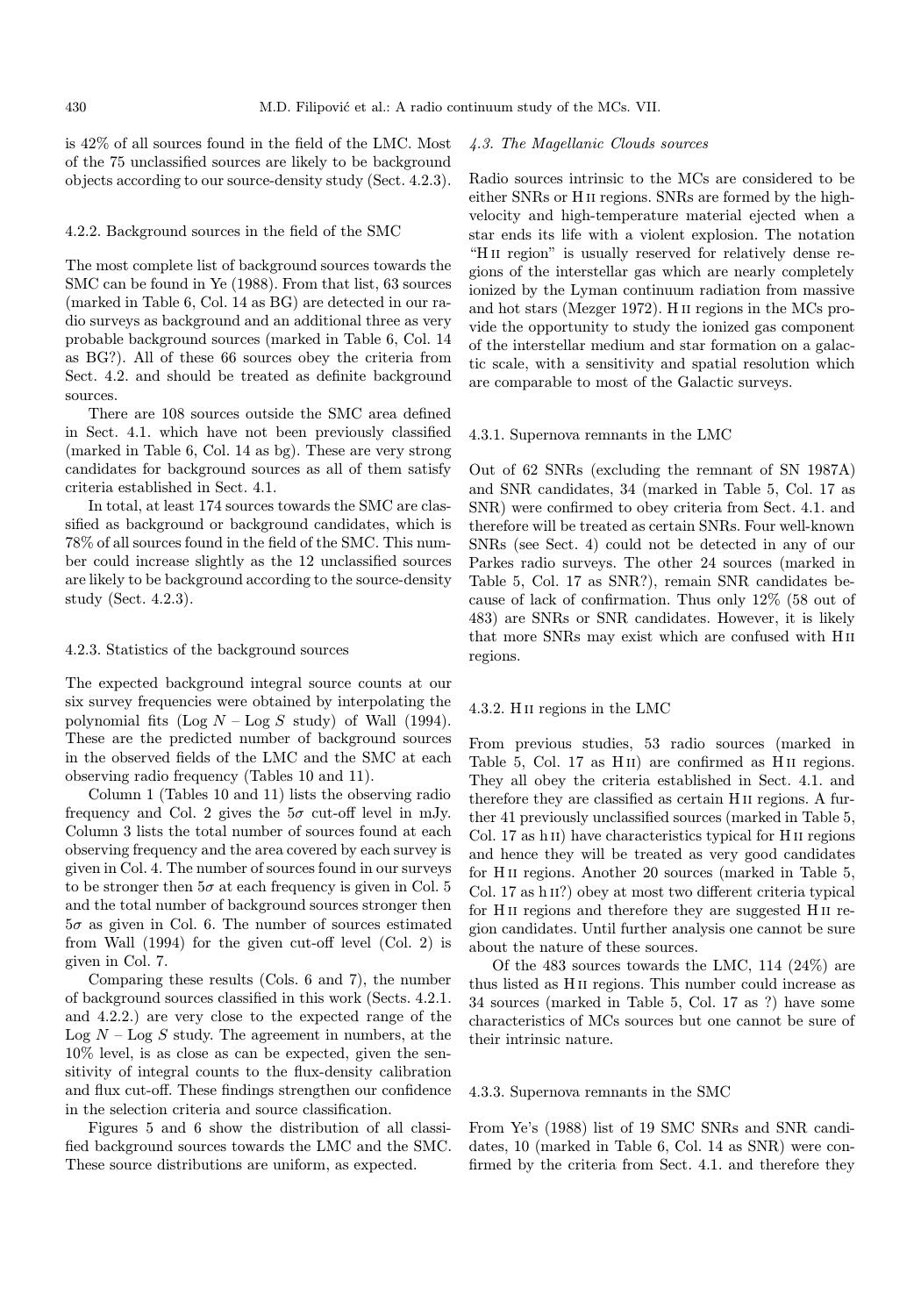is 42% of all sources found in the field of the LMC. Most of the 75 unclassified sources are likely to be background objects according to our source-density study (Sect. 4.2.3).

#### 4.2.2. Background sources in the field of the SMC

The most complete list of background sources towards the SMC can be found in Ye (1988). From that list, 63 sources (marked in Table 6, Col. 14 as BG) are detected in our radio surveys as background and an additional three as very probable background sources (marked in Table 6, Col. 14 as BG?). All of these 66 sources obey the criteria from Sect. 4.2. and should be treated as definite background sources.

There are 108 sources outside the SMC area defined in Sect. 4.1. which have not been previously classified (marked in Table 6, Col. 14 as bg). These are very strong candidates for background sources as all of them satisfy criteria established in Sect. 4.1.

In total, at least 174 sources towards the SMC are classified as background or background candidates, which is 78% of all sources found in the field of the SMC. This number could increase slightly as the 12 unclassified sources are likely to be background according to the source-density study (Sect. 4.2.3).

#### 4.2.3. Statistics of the background sources

The expected background integral source counts at our six survey frequencies were obtained by interpolating the polynomial fits (Log $N$ – Log $S$ study) of Wall (1994). These are the predicted number of background sources in the observed fields of the LMC and the SMC at each observing radio frequency (Tables 10 and 11).

Column 1 (Tables 10 and 11) lists the observing radio frequency and Col. 2 gives the $5\sigma$ cut-off level in mJy. Column 3 lists the total number of sources found at each observing frequency and the area covered by each survey is given in Col. 4. The number of sources found in our surveys to be stronger then $5\sigma$ at each frequency is given in Col. 5 and the total number of background sources stronger then $5\sigma$ as given in Col. 6. The number of sources estimated from Wall (1994) for the given cut-off level (Col. 2) is given in Col. 7.

Comparing these results (Cols. 6 and 7), the number of background sources classified in this work (Sects. 4.2.1. and 4.2.2.) are very close to the expected range of the Log $N$ – Log $S$ study. The agreement in numbers, at the 10% level, is as close as can be expected, given the sensitivity of integral counts to the flux-density calibration and flux cut-off. These findings strengthen our confidence in the selection criteria and source classification.

Figures 5 and 6 show the distribution of all classified background sources towards the LMC and the SMC. These source distributions are uniform, as expected.

### 4.3. The Magellanic Clouds sources

Radio sources intrinsic to the MCs are considered to be either SNRs or H II regions. SNRs are formed by the high-velocity and high-temperature material ejected when a star ends its life with a violent explosion. The notation "H II region" is usually reserved for relatively dense regions of the interstellar gas which are nearly completely ionized by the Lyman continuum radiation from massive and hot stars (Mezger 1972). H II regions in the MCs provide the opportunity to study the ionized gas component of the interstellar medium and star formation on a galactic scale, with a sensitivity and spatial resolution which are comparable to most of the Galactic surveys.

#### 4.3.1. Supernova remnants in the LMC

Out of 62 SNRs (excluding the remnant of SN 1987A) and SNR candidates, 34 (marked in Table 5, Col. 17 as SNR) were confirmed to obey criteria from Sect. 4.1. and therefore will be treated as certain SNRs. Four well-known SNRs (see Sect. 4) could not be detected in any of our Parkes radio surveys. The other 24 sources (marked in Table 5, Col. 17 as SNR?), remain SNR candidates because of lack of confirmation. Thus only 12% (58 out of 483) are SNRs or SNR candidates. However, it is likely that more SNRs may exist which are confused with H II regions.

#### 4.3.2. H II regions in the LMC

From previous studies, 53 radio sources (marked in Table 5, Col. 17 as H II) are confirmed as H II regions. They all obey the criteria established in Sect. 4.1. and therefore they are classified as certain H II regions. A further 41 previously unclassified sources (marked in Table 5, Col. 17 as h II) have characteristics typical for H II regions and hence they will be treated as very good candidates for H II regions. Another 20 sources (marked in Table 5, Col. 17 as h II?) obey at most two different criteria typical for H II regions and therefore they are suggested H II region candidates. Until further analysis one cannot be sure about the nature of these sources.

Of the 483 sources towards the LMC, 114 (24%) are thus listed as H II regions. This number could increase as 34 sources (marked in Table 5, Col. 17 as ?) have some characteristics of MCs sources but one cannot be sure of their intrinsic nature.

#### 4.3.3. Supernova remnants in the SMC

From Ye's (1988) list of 19 SMC SNRs and SNR candidates, 10 (marked in Table 6, Col. 14 as SNR) were confirmed by the criteria from Sect. 4.1. and therefore they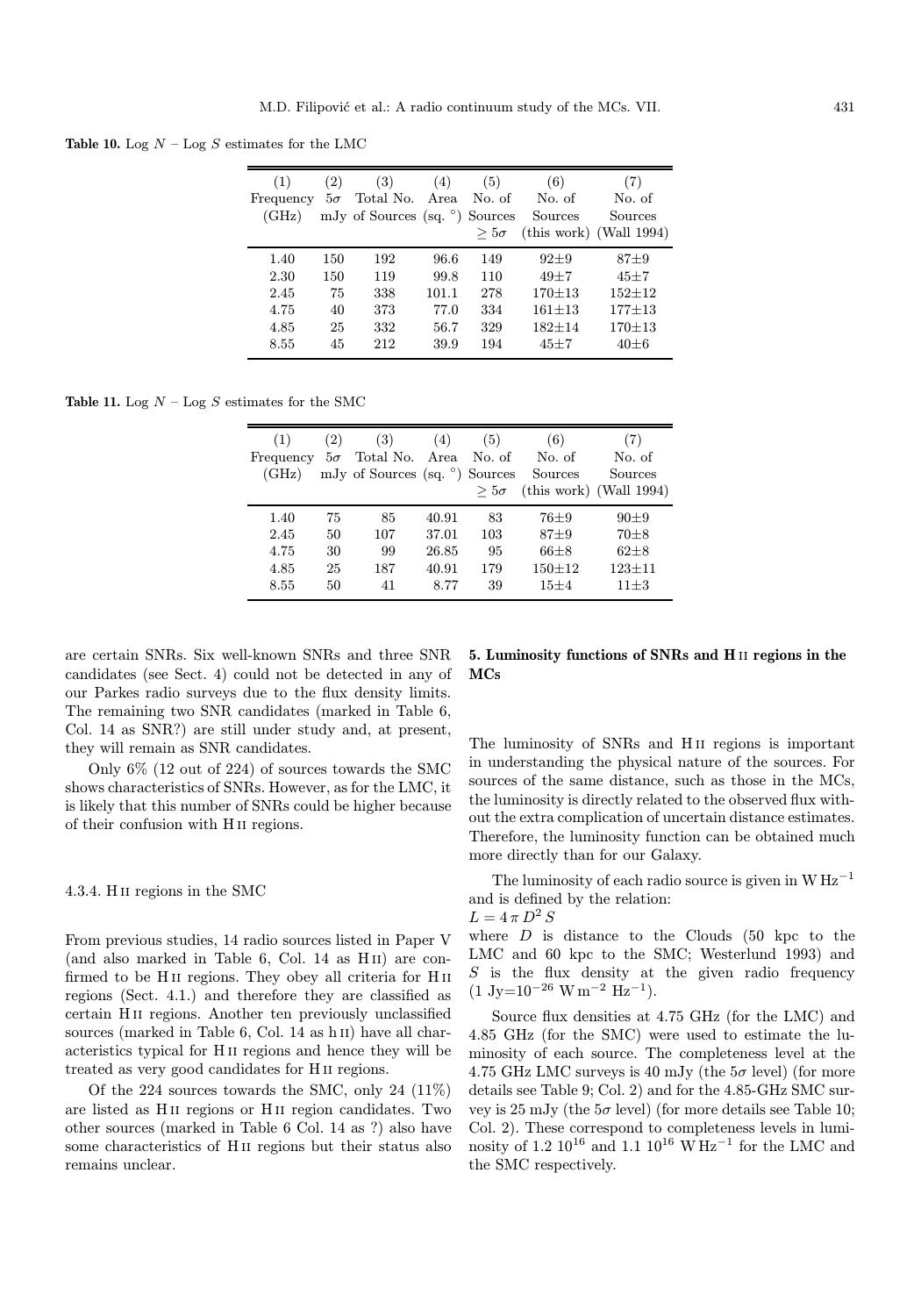**Table 10.** Log $N$ – Log $S$ estimates for the LMC

| (1) Frequency (GHz) | (2) $5\sigma$ mJy | (3) Total No. of Sources | (4) Area (sq. °) | (5) No. of Sources $\geq 5\sigma$ | (6) No. of Sources (this work) | (7) No. of Sources (Wall 1994) |
|---|---|---|---|---|---|---|
| 1.40 | 150 | 192 | 96.6 | 149 | 92±9 | 87±9 |
| 2.30 | 150 | 119 | 99.8 | 110 | 49±7 | 45±7 |
| 2.45 | 75 | 338 | 101.1 | 278 | 170±13 | 152±12 |
| 4.75 | 40 | 373 | 77.0 | 334 | 161±13 | 177±13 |
| 4.85 | 25 | 332 | 56.7 | 329 | 182±14 | 170±13 |
| 8.55 | 45 | 212 | 39.9 | 194 | 45±7 | 40±6 |

**Table 11.** Log $N$ – Log $S$ estimates for the SMC

| (1) Frequency (GHz) | (2) $5\sigma$ mJy | (3) Total No. of Sources | (4) Area (sq. °) | (5) No. of Sources $\geq 5\sigma$ | (6) No. of Sources (this work) | (7) No. of Sources (Wall 1994) |
|---|---|---|---|---|---|---|
| 1.40 | 75 | 85 | 40.91 | 83 | 76±9 | 90±9 |
| 2.45 | 50 | 107 | 37.01 | 103 | 87±9 | 70±8 |
| 4.75 | 30 | 99 | 26.85 | 95 | 66±8 | 62±8 |
| 4.85 | 25 | 187 | 40.91 | 179 | 150±12 | 123±11 |
| 8.55 | 50 | 41 | 8.77 | 39 | 15±4 | 11±3 |

are certain SNRs. Six well-known SNRs and three SNR candidates (see Sect. 4) could not be detected in any of our Parkes radio surveys due to the flux density limits. The remaining two SNR candidates (marked in Table 6, Col. 14 as SNR?) are still under study and, at present, they will remain as SNR candidates.

Only 6% (12 out of 224) of sources towards the SMC shows characteristics of SNRs. However, as for the LMC, it is likely that this number of SNRs could be higher because of their confusion with H II regions.

#### 4.3.4. H II regions in the SMC

From previous studies, 14 radio sources listed in Paper V (and also marked in Table 6, Col. 14 as H II) are confirmed to be H II regions. They obey all criteria for H II regions (Sect. 4.1.) and therefore they are classified as certain H II regions. Another ten previously unclassified sources (marked in Table 6, Col. 14 as h II) have all characteristics typical for H II regions and hence they will be treated as very good candidates for H II regions.

Of the 224 sources towards the SMC, only 24 (11%) are listed as H II regions or H II region candidates. Two other sources (marked in Table 6 Col. 14 as ?) also have some characteristics of H II regions but their status also remains unclear.

## 5. Luminosity functions of SNRs and H II regions in the MCs

The luminosity of SNRs and H II regions is important in understanding the physical nature of the sources. For sources of the same distance, such as those in the MCs, the luminosity is directly related to the observed flux without the extra complication of uncertain distance estimates. Therefore, the luminosity function can be obtained much more directly than for our Galaxy.

The luminosity of each radio source is given in $\mathrm{W\,Hz^{-1}}$ and is defined by the relation:

$L = 4\,\pi\,D^2\,S$

where $D$ is distance to the Clouds (50 kpc to the LMC and 60 kpc to the SMC; Westerlund 1993) and $S$ is the flux density at the given radio frequency ($1\ \mathrm{Jy}{=}10^{-26}\ \mathrm{W\,m^{-2}\ Hz^{-1}}$).

Source flux densities at 4.75 GHz (for the LMC) and 4.85 GHz (for the SMC) were used to estimate the luminosity of each source. The completeness level at the 4.75 GHz LMC surveys is 40 mJy (the $5\sigma$ level) (for more details see Table 9; Col. 2) and for the 4.85-GHz SMC survey is 25 mJy (the $5\sigma$ level) (for more details see Table 10; Col. 2). These correspond to completeness levels in luminosity of $1.2\ 10^{16}$ and $1.1\ 10^{16}$ $\mathrm{W\,Hz^{-1}}$ for the LMC and the SMC respectively.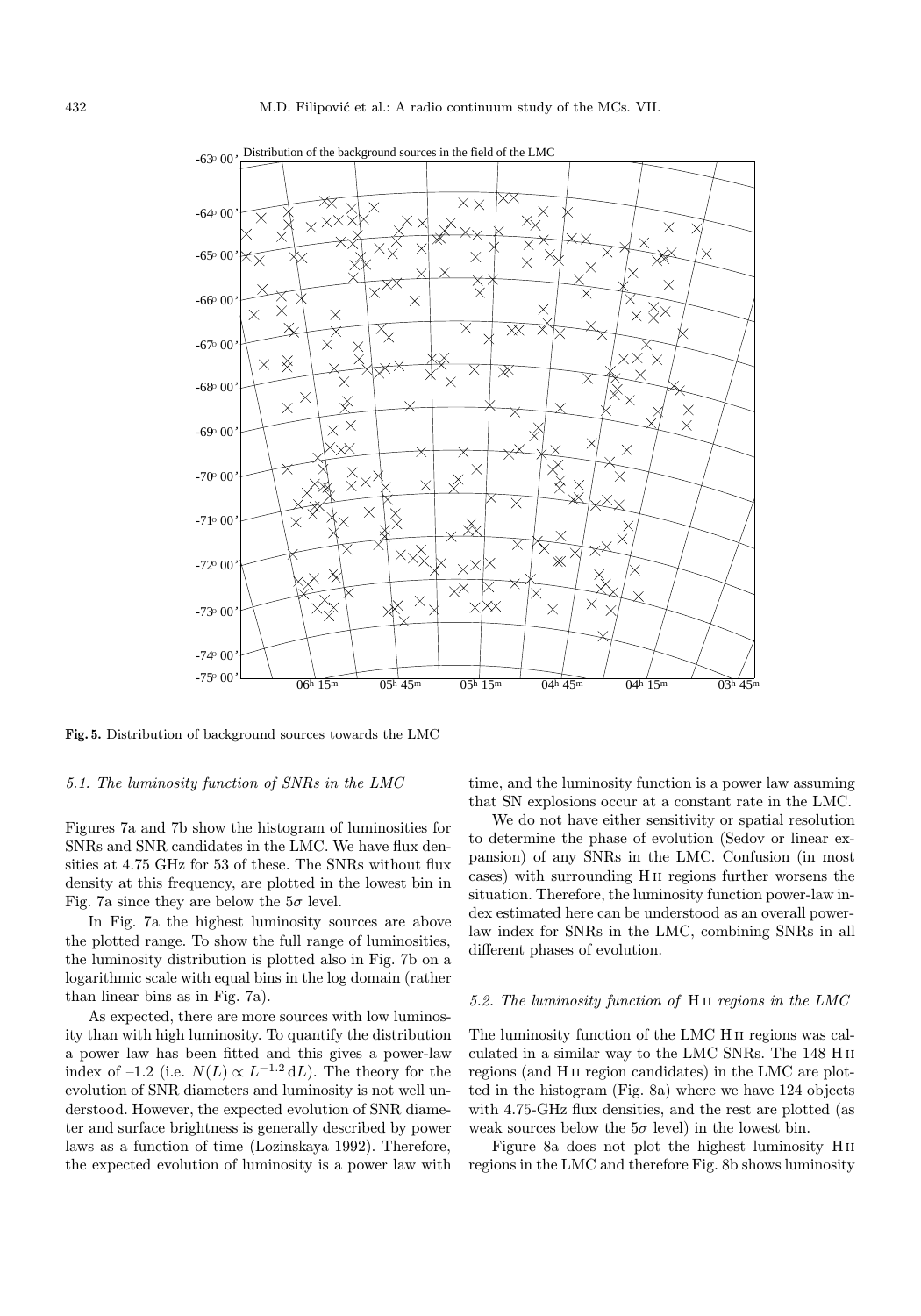**Fig. 5.** Distribution of background sources towards the LMC

### 5.1. The luminosity function of SNRs in the LMC

Figures 7a and 7b show the histogram of luminosities for SNRs and SNR candidates in the LMC. We have flux densities at 4.75 GHz for 53 of these. The SNRs without flux density at this frequency, are plotted in the lowest bin in Fig. 7a since they are below the $5\sigma$ level.

In Fig. 7a the highest luminosity sources are above the plotted range. To show the full range of luminosities, the luminosity distribution is plotted also in Fig. 7b on a logarithmic scale with equal bins in the log domain (rather than linear bins as in Fig. 7a).

As expected, there are more sources with low luminosity than with high luminosity. To quantify the distribution a power law has been fitted and this gives a power-law index of –1.2 (i.e. $N(L) \propto L^{-1.2}\,\mathrm{d}L$). The theory for the evolution of SNR diameters and luminosity is not well understood. However, the expected evolution of SNR diameter and surface brightness is generally described by power laws as a function of time (Lozinskaya 1992). Therefore, the expected evolution of luminosity is a power law with time, and the luminosity function is a power law assuming that SN explosions occur at a constant rate in the LMC.

We do not have either sensitivity or spatial resolution to determine the phase of evolution (Sedov or linear expansion) of any SNRs in the LMC. Confusion (in most cases) with surrounding H II regions further worsens the situation. Therefore, the luminosity function power-law index estimated here can be understood as an overall power-law index for SNRs in the LMC, combining SNRs in all different phases of evolution.

### 5.2. The luminosity function of H II regions in the LMC

The luminosity function of the LMC H II regions was calculated in a similar way to the LMC SNRs. The 148 H II regions (and H II region candidates) in the LMC are plotted in the histogram (Fig. 8a) where we have 124 objects with 4.75-GHz flux densities, and the rest are plotted (as weak sources below the $5\sigma$ level) in the lowest bin.

Figure 8a does not plot the highest luminosity H II regions in the LMC and therefore Fig. 8b shows luminosity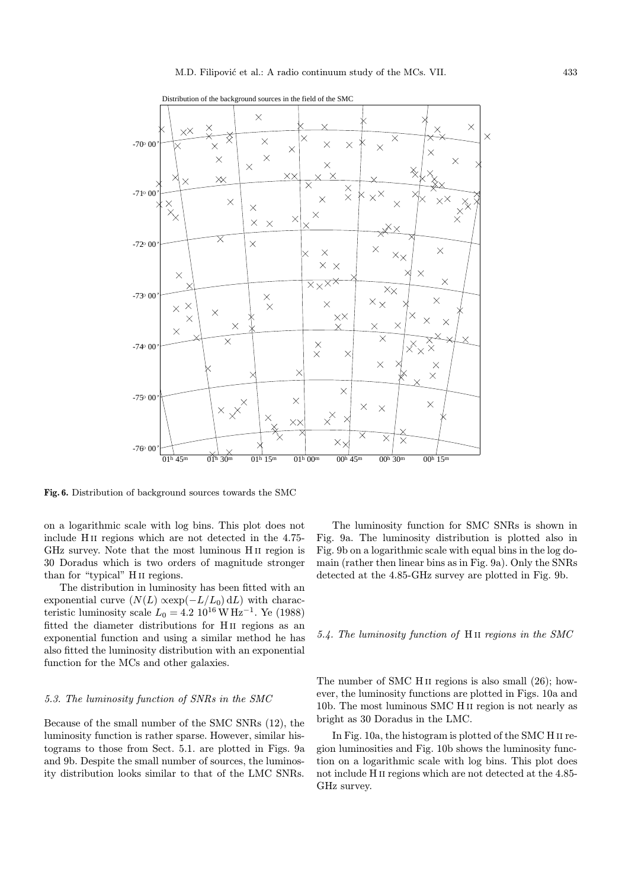Fig. 6. Distribution of background sources towards the SMC

on a logarithmic scale with log bins. This plot does not include H II regions which are not detected in the 4.75-GHz survey. Note that the most luminous H II region is 30 Doradus which is two orders of magnitude stronger than for "typical" H II regions.

The distribution in luminosity has been fitted with an exponential curve ($N(L) \propto \exp(-L/L_0)\,\mathrm{d}L$) with characteristic luminosity scale $L_0 = 4.2\ 10^{16}\,\mathrm{W\,Hz^{-1}}$. Ye (1988) fitted the diameter distributions for H II regions as an exponential function and using a similar method he has also fitted the luminosity distribution with an exponential function for the MCs and other galaxies.

### 5.3. The luminosity function of SNRs in the SMC

Because of the small number of the SMC SNRs (12), the luminosity function is rather sparse. However, similar histograms to those from Sect. 5.1. are plotted in Figs. 9a and 9b. Despite the small number of sources, the luminosity distribution looks similar to that of the LMC SNRs.

The luminosity function for SMC SNRs is shown in Fig. 9a. The luminosity distribution is plotted also in Fig. 9b on a logarithmic scale with equal bins in the log domain (rather then linear bins as in Fig. 9a). Only the SNRs detected at the 4.85-GHz survey are plotted in Fig. 9b.

### 5.4. The luminosity function of H II regions in the SMC

The number of SMC H II regions is also small (26); however, the luminosity functions are plotted in Figs. 10a and 10b. The most luminous SMC H II region is not nearly as bright as 30 Doradus in the LMC.

In Fig. 10a, the histogram is plotted of the SMC H II region luminosities and Fig. 10b shows the luminosity function on a logarithmic scale with log bins. This plot does not include H II regions which are not detected at the 4.85-GHz survey.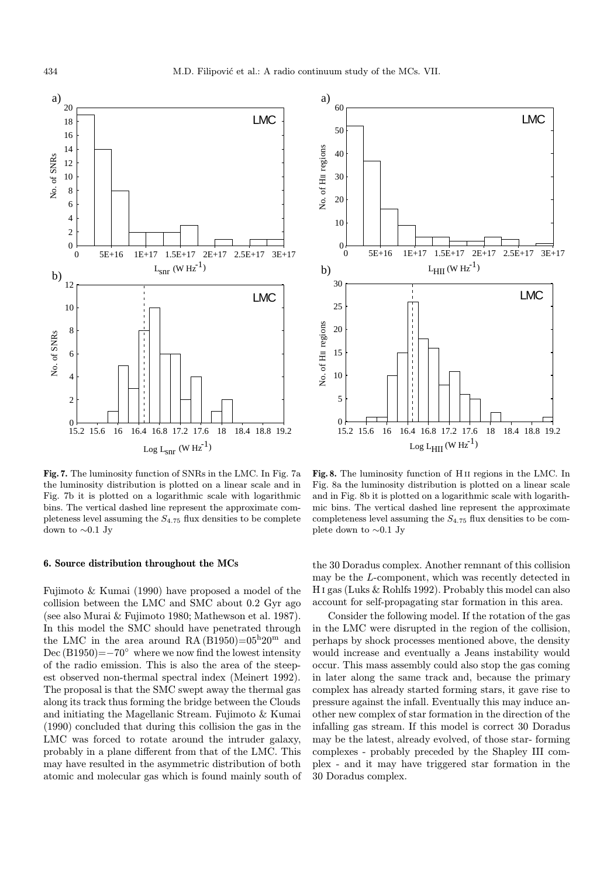**Fig. 7.** The luminosity function of SNRs in the LMC. In Fig. 7a the luminosity distribution is plotted on a linear scale and in Fig. 7b it is plotted on a logarithmic scale with logarithmic bins. The vertical dashed line represent the approximate completeness level assuming the $S_{4.75}$ flux densities to be complete down to ∼0.1 Jy

**Fig. 8.** The luminosity function of H II regions in the LMC. In Fig. 8a the luminosity distribution is plotted on a linear scale and in Fig. 8b it is plotted on a logarithmic scale with logarithmic bins. The vertical dashed line represent the approximate completeness level assuming the $S_{4.75}$ flux densities to be complete down to ∼0.1 Jy

## 6. Source distribution throughout the MCs

Fujimoto & Kumai (1990) have proposed a model of the collision between the LMC and SMC about 0.2 Gyr ago (see also Murai & Fujimoto 1980; Mathewson et al. 1987). In this model the SMC should have penetrated through the LMC in the area around RA (B1950)=$05^{\rm h}20^{\rm m}$ and Dec (B1950)=$-70^{\circ}$ where we now find the lowest intensity of the radio emission. This is also the area of the steepest observed non-thermal spectral index (Meinert 1992). The proposal is that the SMC swept away the thermal gas along its track thus forming the bridge between the Clouds and initiating the Magellanic Stream. Fujimoto & Kumai (1990) concluded that during this collision the gas in the LMC was forced to rotate around the intruder galaxy, probably in a plane different from that of the LMC. This may have resulted in the asymmetric distribution of both atomic and molecular gas which is found mainly south of the 30 Doradus complex. Another remnant of this collision may be the *L*-component, which was recently detected in H I gas (Luks & Rohlfs 1992). Probably this model can also account for self-propagating star formation in this area.

Consider the following model. If the rotation of the gas in the LMC were disrupted in the region of the collision, perhaps by shock processes mentioned above, the density would increase and eventually a Jeans instability would occur. This mass assembly could also stop the gas coming in later along the same track and, because the primary complex has already started forming stars, it gave rise to pressure against the infall. Eventually this may induce another new complex of star formation in the direction of the infalling gas stream. If this model is correct 30 Doradus may be the latest, already evolved, of those star- forming complexes - probably preceded by the Shapley III complex - and it may have triggered star formation in the 30 Doradus complex.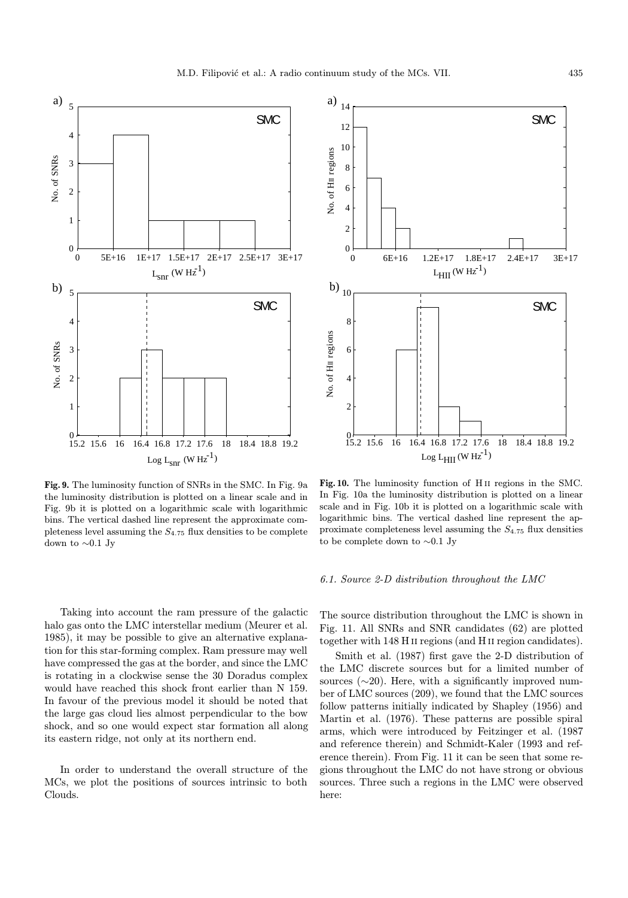**Fig. 9.** The luminosity function of SNRs in the SMC. In Fig. 9a the luminosity distribution is plotted on a linear scale and in Fig. 9b it is plotted on a logarithmic scale with logarithmic bins. The vertical dashed line represent the approximate completeness level assuming the $S_{4.75}$ flux densities to be complete down to ∼0.1 Jy

**Fig. 10.** The luminosity function of H II regions in the SMC. In Fig. 10a the luminosity distribution is plotted on a linear scale and in Fig. 10b it is plotted on a logarithmic scale with logarithmic bins. The vertical dashed line represent the approximate completeness level assuming the $S_{4.75}$ flux densities to be complete down to ∼0.1 Jy

Taking into account the ram pressure of the galactic halo gas onto the LMC interstellar medium (Meurer et al. 1985), it may be possible to give an alternative explanation for this star-forming complex. Ram pressure may well have compressed the gas at the border, and since the LMC is rotating in a clockwise sense the 30 Doradus complex would have reached this shock front earlier than N 159. In favour of the previous model it should be noted that the large gas cloud lies almost perpendicular to the bow shock, and so one would expect star formation all along its eastern ridge, not only at its northern end.

In order to understand the overall structure of the MCs, we plot the positions of sources intrinsic to both Clouds.

*6.1. Source 2-D distribution throughout the LMC*

The source distribution throughout the LMC is shown in Fig. 11. All SNRs and SNR candidates (62) are plotted together with 148 H II regions (and H II region candidates).

Smith et al. (1987) first gave the 2-D distribution of the LMC discrete sources but for a limited number of sources (∼20). Here, with a significantly improved number of LMC sources (209), we found that the LMC sources follow patterns initially indicated by Shapley (1956) and Martin et al. (1976). These patterns are possible spiral arms, which were introduced by Feitzinger et al. (1987 and reference therein) and Schmidt-Kaler (1993 and reference therein). From Fig. 11 it can be seen that some regions throughout the LMC do not have strong or obvious sources. Three such a regions in the LMC were observed here: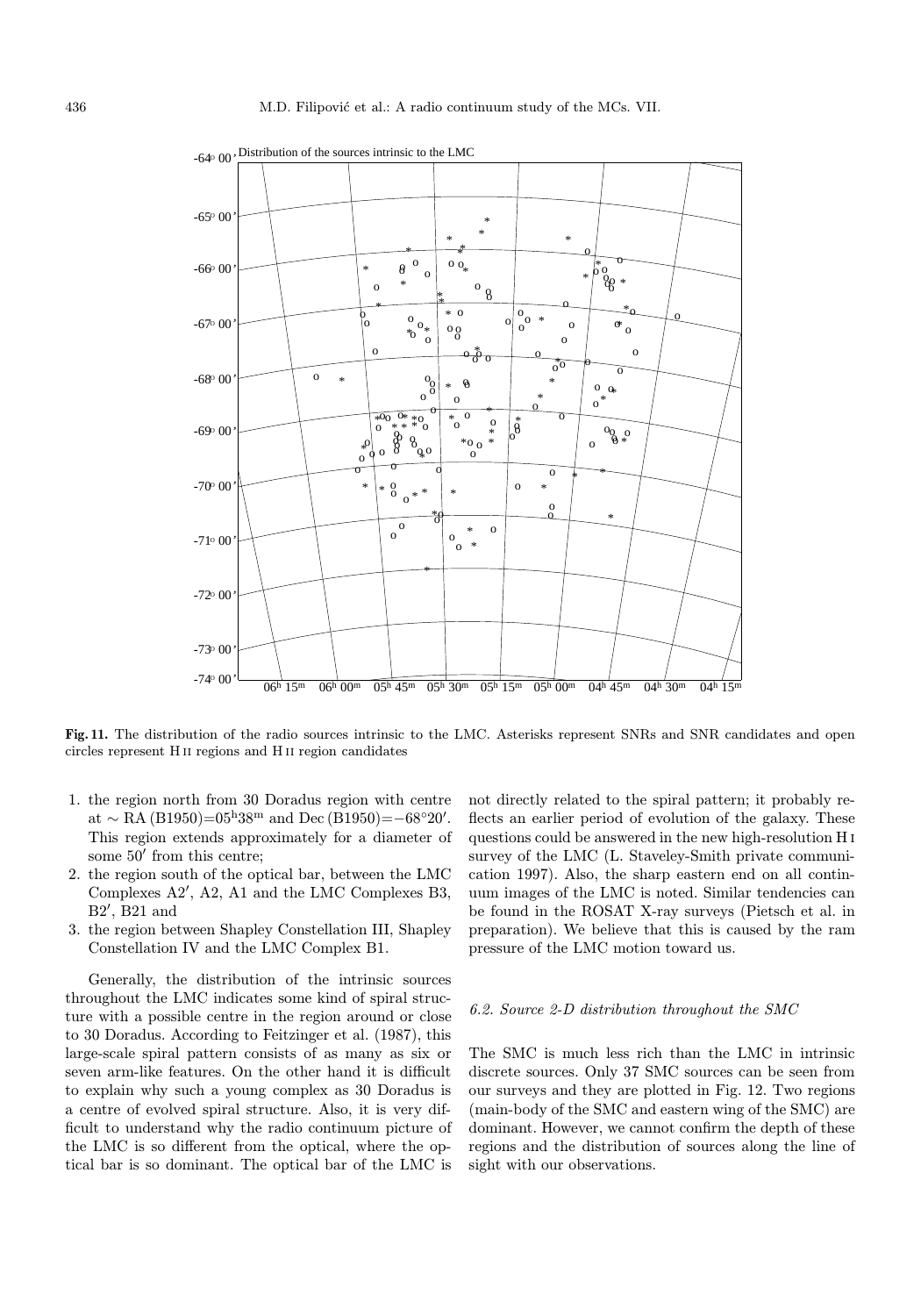**Fig. 11.** The distribution of the radio sources intrinsic to the LMC. Asterisks represent SNRs and SNR candidates and open circles represent H II regions and H II region candidates

1. the region north from 30 Doradus region with centre at $\sim$ RA (B1950)=$05^{\rm h}38^{\rm m}$ and Dec (B1950)=$-68°20'$. This region extends approximately for a diameter of some $50'$ from this centre;
2. the region south of the optical bar, between the LMC Complexes A2′, A2, A1 and the LMC Complexes B3, B2′, B21 and
3. the region between Shapley Constellation III, Shapley Constellation IV and the LMC Complex B1.

Generally, the distribution of the intrinsic sources throughout the LMC indicates some kind of spiral structure with a possible centre in the region around or close to 30 Doradus. According to Feitzinger et al. (1987), this large-scale spiral pattern consists of as many as six or seven arm-like features. On the other hand it is difficult to explain why such a young complex as 30 Doradus is a centre of evolved spiral structure. Also, it is very difficult to understand why the radio continuum picture of the LMC is so different from the optical, where the optical bar is so dominant. The optical bar of the LMC is not directly related to the spiral pattern; it probably reflects an earlier period of evolution of the galaxy. These questions could be answered in the new high-resolution H I survey of the LMC (L. Staveley-Smith private communication 1997). Also, the sharp eastern end on all continuum images of the LMC is noted. Similar tendencies can be found in the ROSAT X-ray surveys (Pietsch et al. in preparation). We believe that this is caused by the ram pressure of the LMC motion toward us.

### *6.2. Source 2-D distribution throughout the SMC*

The SMC is much less rich than the LMC in intrinsic discrete sources. Only 37 SMC sources can be seen from our surveys and they are plotted in Fig. 12. Two regions (main-body of the SMC and eastern wing of the SMC) are dominant. However, we cannot confirm the depth of these regions and the distribution of sources along the line of sight with our observations.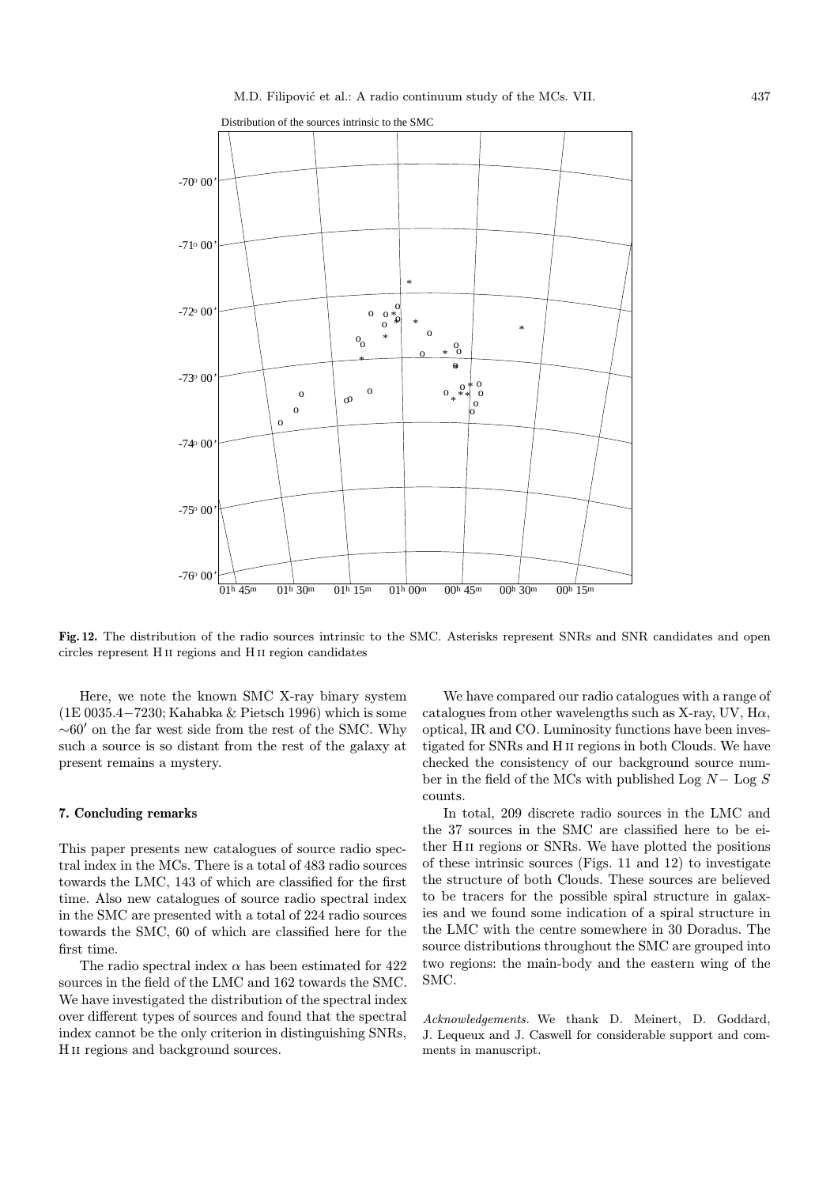**Fig. 12.** The distribution of the radio sources intrinsic to the SMC. Asterisks represent SNRs and SNR candidates and open circles represent H II regions and H II region candidates

Here, we note the known SMC X-ray binary system (1E 0035.4−7230; Kahabka & Pietsch 1996) which is some $\sim 60'$ on the far west side from the rest of the SMC. Why such a source is so distant from the rest of the galaxy at present remains a mystery.

## 7. Concluding remarks

This paper presents new catalogues of source radio spectral index in the MCs. There is a total of 483 radio sources towards the LMC, 143 of which are classified for the first time. Also new catalogues of source radio spectral index in the SMC are presented with a total of 224 radio sources towards the SMC, 60 of which are classified here for the first time.

The radio spectral index $\alpha$ has been estimated for 422 sources in the field of the LMC and 162 towards the SMC. We have investigated the distribution of the spectral index over different types of sources and found that the spectral index cannot be the only criterion in distinguishing SNRs, H II regions and background sources.

We have compared our radio catalogues with a range of catalogues from other wavelengths such as X-ray, UV, H$\alpha$, optical, IR and CO. Luminosity functions have been investigated for SNRs and H II regions in both Clouds. We have checked the consistency of our background source number in the field of the MCs with published Log $N-$ Log $S$ counts.

In total, 209 discrete radio sources in the LMC and the 37 sources in the SMC are classified here to be either H II regions or SNRs. We have plotted the positions of these intrinsic sources (Figs. 11 and 12) to investigate the structure of both Clouds. These sources are believed to be tracers for the possible spiral structure in galaxies and we found some indication of a spiral structure in the LMC with the centre somewhere in 30 Doradus. The source distributions throughout the SMC are grouped into two regions: the main-body and the eastern wing of the SMC.

*Acknowledgements.* We thank D. Meinert, D. Goddard, J. Lequeux and J. Caswell for considerable support and comments in manuscript.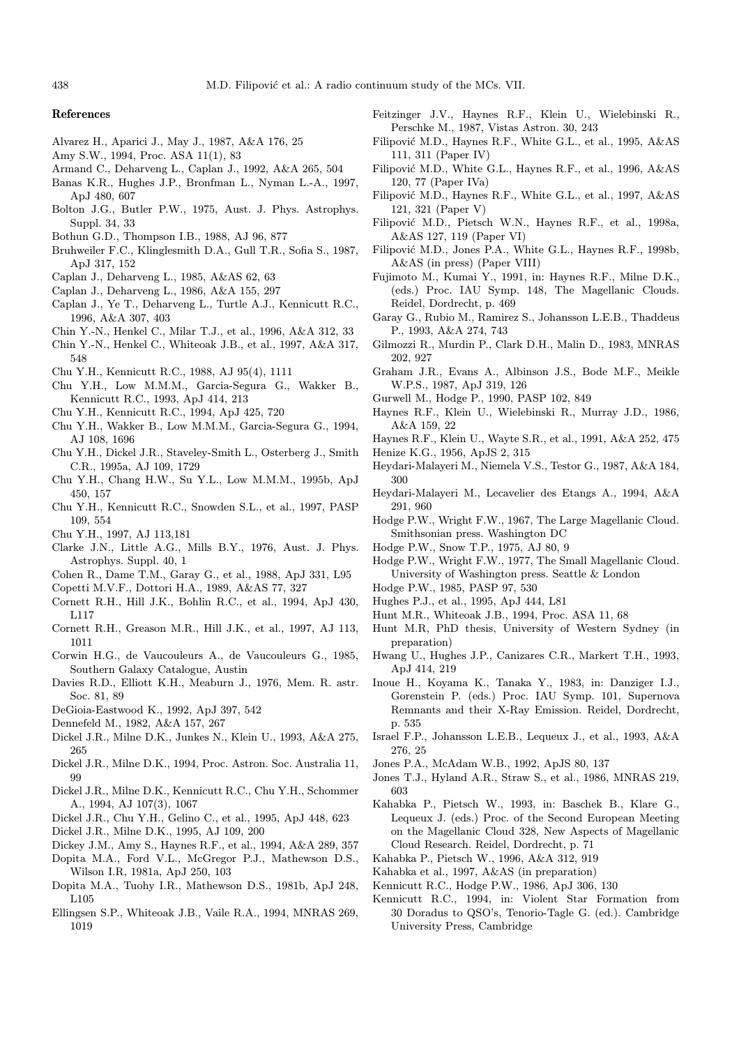## References

Alvarez H., Aparici J., May J., 1987, A&A 176, 25

Amy S.W., 1994, Proc. ASA 11(1), 83

Armand C., Deharveng L., Caplan J., 1992, A&A 265, 504

Banas K.R., Hughes J.P., Bronfman L., Nyman L.-A., 1997, ApJ 480, 607

Bolton J.G., Butler P.W., 1975, Aust. J. Phys. Astrophys. Suppl. 34, 33

Bothun G.D., Thompson I.B., 1988, AJ 96, 877

Bruhweiler F.C., Klinglesmith D.A., Gull T.R., Sofia S., 1987, ApJ 317, 152

Caplan J., Deharveng L., 1985, A&AS 62, 63

Caplan J., Deharveng L., 1986, A&A 155, 297

Caplan J., Ye T., Deharveng L., Turtle A.J., Kennicutt R.C., 1996, A&A 307, 403

Chin Y.-N., Henkel C., Milar T.J., et al., 1996, A&A 312, 33

Chin Y.-N., Henkel C., Whiteoak J.B., et al., 1997, A&A 317, 548

Chu Y.H., Kennicutt R.C., 1988, AJ 95(4), 1111

Chu Y.H., Low M.M.M., Garcia-Segura G., Wakker B., Kennicutt R.C., 1993, ApJ 414, 213

Chu Y.H., Kennicutt R.C., 1994, ApJ 425, 720

Chu Y.H., Wakker B., Low M.M.M., Garcia-Segura G., 1994, AJ 108, 1696

Chu Y.H., Dickel J.R., Staveley-Smith L., Osterberg J., Smith C.R., 1995a, AJ 109, 1729

Chu Y.H., Chang H.W., Su Y.L., Low M.M.M., 1995b, ApJ 450, 157

Chu Y.H., Kennicutt R.C., Snowden S.L., et al., 1997, PASP 109, 554

Chu Y.H., 1997, AJ 113,181

Clarke J.N., Little A.G., Mills B.Y., 1976, Aust. J. Phys. Astrophys. Suppl. 40, 1

Cohen R., Dame T.M., Garay G., et al., 1988, ApJ 331, L95

Copetti M.V.F., Dottori H.A., 1989, A&AS 77, 327

Cornett R.H., Hill J.K., Bohlin R.C., et al., 1994, ApJ 430, L117

Cornett R.H., Greason M.R., Hill J.K., et al., 1997, AJ 113, 1011

Corwin H.G., de Vaucouleurs A., de Vaucouleurs G., 1985, Southern Galaxy Catalogue, Austin

Davies R.D., Elliott K.H., Meaburn J., 1976, Mem. R. astr. Soc. 81, 89

DeGioia-Eastwood K., 1992, ApJ 397, 542

Dennefeld M., 1982, A&A 157, 267

Dickel J.R., Milne D.K., Junkes N., Klein U., 1993, A&A 275, 265

Dickel J.R., Milne D.K., 1994, Proc. Astron. Soc. Australia 11, 99

Dickel J.R., Milne D.K., Kennicutt R.C., Chu Y.H., Schommer A., 1994, AJ 107(3), 1067

Dickel J.R., Chu Y.H., Gelino C., et al., 1995, ApJ 448, 623

Dickel J.R., Milne D.K., 1995, AJ 109, 200

Dickey J.M., Amy S., Haynes R.F., et al., 1994, A&A 289, 357

Dopita M.A., Ford V.L., McGregor P.J., Mathewson D.S., Wilson I.R, 1981a, ApJ 250, 103

Dopita M.A., Tuohy I.R., Mathewson D.S., 1981b, ApJ 248, L105

Ellingsen S.P., Whiteoak J.B., Vaile R.A., 1994, MNRAS 269, 1019

Feitzinger J.V., Haynes R.F., Klein U., Wielebinski R., Perschke M., 1987, Vistas Astron. 30, 243

Filipović M.D., Haynes R.F., White G.L., et al., 1995, A&AS 111, 311 (Paper IV)

Filipović M.D., White G.L., Haynes R.F., et al., 1996, A&AS 120, 77 (Paper IVa)

Filipović M.D., Haynes R.F., White G.L., et al., 1997, A&AS 121, 321 (Paper V)

Filipović M.D., Pietsch W.N., Haynes R.F., et al., 1998a, A&AS 127, 119 (Paper VI)

Filipović M.D., Jones P.A., White G.L., Haynes R.F., 1998b, A&AS (in press) (Paper VIII)

Fujimoto M., Kumai Y., 1991, in: Haynes R.F., Milne D.K., (eds.) Proc. IAU Symp. 148, The Magellanic Clouds. Reidel, Dordrecht, p. 469

Garay G., Rubio M., Ramirez S., Johansson L.E.B., Thaddeus P., 1993, A&A 274, 743

Gilmozzi R., Murdin P., Clark D.H., Malin D., 1983, MNRAS 202, 927

Graham J.R., Evans A., Albinson J.S., Bode M.F., Meikle W.P.S., 1987, ApJ 319, 126

Gurwell M., Hodge P., 1990, PASP 102, 849

Haynes R.F., Klein U., Wielebinski R., Murray J.D., 1986, A&A 159, 22

Haynes R.F., Klein U., Wayte S.R., et al., 1991, A&A 252, 475

Henize K.G., 1956, ApJS 2, 315

Heydari-Malayeri M., Niemela V.S., Testor G., 1987, A&A 184, 300

Heydari-Malayeri M., Lecavelier des Etangs A., 1994, A&A 291, 960

Hodge P.W., Wright F.W., 1967, The Large Magellanic Cloud. Smithsonian press. Washington DC

Hodge P.W., Snow T.P., 1975, AJ 80, 9

Hodge P.W., Wright F.W., 1977, The Small Magellanic Cloud. University of Washington press. Seattle & London

Hodge P.W., 1985, PASP 97, 530

Hughes P.J., et al., 1995, ApJ 444, L81

Hunt M.R., Whiteoak J.B., 1994, Proc. ASA 11, 68

Hunt M.R, PhD thesis, University of Western Sydney (in preparation)

Hwang U., Hughes J.P., Canizares C.R., Markert T.H., 1993, ApJ 414, 219

Inoue H., Koyama K., Tanaka Y., 1983, in: Danziger I.J., Gorenstein P. (eds.) Proc. IAU Symp. 101, Supernova Remnants and their X-Ray Emission. Reidel, Dordrecht, p. 535

Israel F.P., Johansson L.E.B., Lequeux J., et al., 1993, A&A 276, 25

Jones P.A., McAdam W.B., 1992, ApJS 80, 137

Jones T.J., Hyland A.R., Straw S., et al., 1986, MNRAS 219, 603

Kahabka P., Pietsch W., 1993, in: Baschek B., Klare G., Lequeux J. (eds.) Proc. of the Second European Meeting on the Magellanic Cloud 328, New Aspects of Magellanic Cloud Research. Reidel, Dordrecht, p. 71

Kahabka P., Pietsch W., 1996, A&A 312, 919

Kahabka et al., 1997, A&AS (in preparation)

Kennicutt R.C., Hodge P.W., 1986, ApJ 306, 130

Kennicutt R.C., 1994, in: Violent Star Formation from 30 Doradus to QSO's, Tenorio-Tagle G. (ed.). Cambridge University Press, Cambridge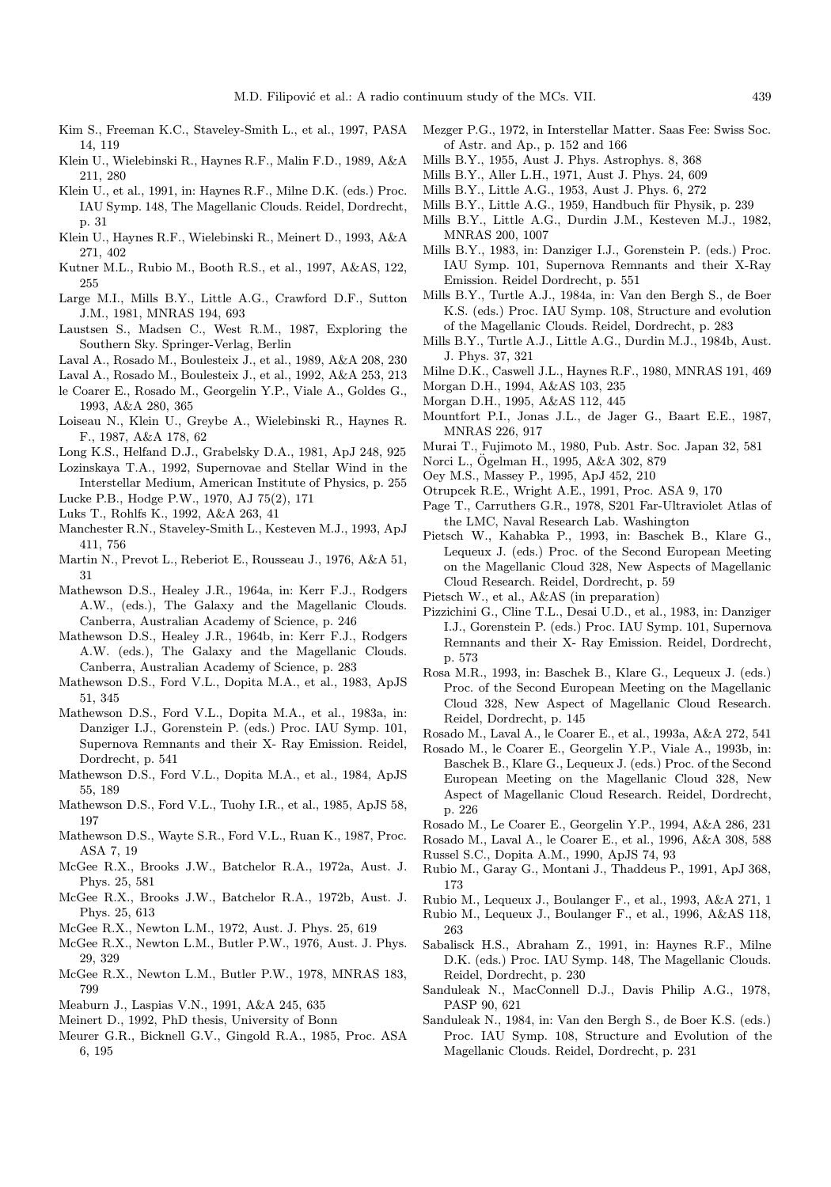Kim S., Freeman K.C., Staveley-Smith L., et al., 1997, PASA 14, 119

Klein U., Wielebinski R., Haynes R.F., Malin F.D., 1989, A&A 211, 280

Klein U., et al., 1991, in: Haynes R.F., Milne D.K. (eds.) Proc. IAU Symp. 148, The Magellanic Clouds. Reidel, Dordrecht, p. 31

Klein U., Haynes R.F., Wielebinski R., Meinert D., 1993, A&A 271, 402

Kutner M.L., Rubio M., Booth R.S., et al., 1997, A&AS, 122, 255

Large M.I., Mills B.Y., Little A.G., Crawford D.F., Sutton J.M., 1981, MNRAS 194, 693

Laustsen S., Madsen C., West R.M., 1987, Exploring the Southern Sky. Springer-Verlag, Berlin

Laval A., Rosado M., Boulesteix J., et al., 1989, A&A 208, 230

Laval A., Rosado M., Boulesteix J., et al., 1992, A&A 253, 213

le Coarer E., Rosado M., Georgelin Y.P., Viale A., Goldes G., 1993, A&A 280, 365

Loiseau N., Klein U., Greybe A., Wielebinski R., Haynes R. F., 1987, A&A 178, 62

Long K.S., Helfand D.J., Grabelsky D.A., 1981, ApJ 248, 925

Lozinskaya T.A., 1992, Supernovae and Stellar Wind in the Interstellar Medium, American Institute of Physics, p. 255

Lucke P.B., Hodge P.W., 1970, AJ 75(2), 171

Luks T., Rohlfs K., 1992, A&A 263, 41

Manchester R.N., Staveley-Smith L., Kesteven M.J., 1993, ApJ 411, 756

Martin N., Prevot L., Reberiot E., Rousseau J., 1976, A&A 51, 31

Mathewson D.S., Healey J.R., 1964a, in: Kerr F.J., Rodgers A.W., (eds.), The Galaxy and the Magellanic Clouds. Canberra, Australian Academy of Science, p. 246

Mathewson D.S., Healey J.R., 1964b, in: Kerr F.J., Rodgers A.W. (eds.), The Galaxy and the Magellanic Clouds. Canberra, Australian Academy of Science, p. 283

Mathewson D.S., Ford V.L., Dopita M.A., et al., 1983, ApJS 51, 345

Mathewson D.S., Ford V.L., Dopita M.A., et al., 1983a, in: Danziger I.J., Gorenstein P. (eds.) Proc. IAU Symp. 101, Supernova Remnants and their X- Ray Emission. Reidel, Dordrecht, p. 541

Mathewson D.S., Ford V.L., Dopita M.A., et al., 1984, ApJS 55, 189

Mathewson D.S., Ford V.L., Tuohy I.R., et al., 1985, ApJS 58, 197

Mathewson D.S., Wayte S.R., Ford V.L., Ruan K., 1987, Proc. ASA 7, 19

McGee R.X., Brooks J.W., Batchelor R.A., 1972a, Aust. J. Phys. 25, 581

McGee R.X., Brooks J.W., Batchelor R.A., 1972b, Aust. J. Phys. 25, 613

McGee R.X., Newton L.M., 1972, Aust. J. Phys. 25, 619

McGee R.X., Newton L.M., Butler P.W., 1976, Aust. J. Phys. 29, 329

McGee R.X., Newton L.M., Butler P.W., 1978, MNRAS 183, 799

Meaburn J., Laspias V.N., 1991, A&A 245, 635

Meinert D., 1992, PhD thesis, University of Bonn

Meurer G.R., Bicknell G.V., Gingold R.A., 1985, Proc. ASA 6, 195

Mezger P.G., 1972, in Interstellar Matter. Saas Fee: Swiss Soc. of Astr. and Ap., p. 152 and 166

Mills B.Y., 1955, Aust J. Phys. Astrophys. 8, 368

Mills B.Y., Aller L.H., 1971, Aust J. Phys. 24, 609

Mills B.Y., Little A.G., 1953, Aust J. Phys. 6, 272

Mills B.Y., Little A.G., 1959, Handbuch für Physik, p. 239

Mills B.Y., Little A.G., Durdin J.M., Kesteven M.J., 1982, MNRAS 200, 1007

Mills B.Y., 1983, in: Danziger I.J., Gorenstein P. (eds.) Proc. IAU Symp. 101, Supernova Remnants and their X-Ray Emission. Reidel Dordrecht, p. 551

Mills B.Y., Turtle A.J., 1984a, in: Van den Bergh S., de Boer K.S. (eds.) Proc. IAU Symp. 108, Structure and evolution of the Magellanic Clouds. Reidel, Dordrecht, p. 283

Mills B.Y., Turtle A.J., Little A.G., Durdin M.J., 1984b, Aust. J. Phys. 37, 321

Milne D.K., Caswell J.L., Haynes R.F., 1980, MNRAS 191, 469

Morgan D.H., 1994, A&AS 103, 235

Morgan D.H., 1995, A&AS 112, 445

Mountfort P.I., Jonas J.L., de Jager G., Baart E.E., 1987, MNRAS 226, 917

Murai T., Fujimoto M., 1980, Pub. Astr. Soc. Japan 32, 581

Norci L., Ögelman H., 1995, A&A 302, 879

Oey M.S., Massey P., 1995, ApJ 452, 210

Otrupcek R.E., Wright A.E., 1991, Proc. ASA 9, 170

Page T., Carruthers G.R., 1978, S201 Far-Ultraviolet Atlas of the LMC, Naval Research Lab. Washington

Pietsch W., Kahabka P., 1993, in: Baschek B., Klare G., Lequeux J. (eds.) Proc. of the Second European Meeting on the Magellanic Cloud 328, New Aspects of Magellanic Cloud Research. Reidel, Dordrecht, p. 59

Pietsch W., et al., A&AS (in preparation)

Pizzichini G., Cline T.L., Desai U.D., et al., 1983, in: Danziger I.J., Gorenstein P. (eds.) Proc. IAU Symp. 101, Supernova Remnants and their X- Ray Emission. Reidel, Dordrecht, p. 573

Rosa M.R., 1993, in: Baschek B., Klare G., Lequeux J. (eds.) Proc. of the Second European Meeting on the Magellanic Cloud 328, New Aspect of Magellanic Cloud Research. Reidel, Dordrecht, p. 145

Rosado M., Laval A., le Coarer E., et al., 1993a, A&A 272, 541

Rosado M., le Coarer E., Georgelin Y.P., Viale A., 1993b, in: Baschek B., Klare G., Lequeux J. (eds.) Proc. of the Second European Meeting on the Magellanic Cloud 328, New Aspect of Magellanic Cloud Research. Reidel, Dordrecht, p. 226

Rosado M., Le Coarer E., Georgelin Y.P., 1994, A&A 286, 231

Rosado M., Laval A., le Coarer E., et al., 1996, A&A 308, 588

Russel S.C., Dopita A.M., 1990, ApJS 74, 93

Rubio M., Garay G., Montani J., Thaddeus P., 1991, ApJ 368, 173

Rubio M., Lequeux J., Boulanger F., et al., 1993, A&A 271, 1

Rubio M., Lequeux J., Boulanger F., et al., 1996, A&AS 118, 263

Sabalisck H.S., Abraham Z., 1991, in: Haynes R.F., Milne D.K. (eds.) Proc. IAU Symp. 148, The Magellanic Clouds. Reidel, Dordrecht, p. 230

Sanduleak N., MacConnell D.J., Davis Philip A.G., 1978, PASP 90, 621

Sanduleak N., 1984, in: Van den Bergh S., de Boer K.S. (eds.) Proc. IAU Symp. 108, Structure and Evolution of the Magellanic Clouds. Reidel, Dordrecht, p. 231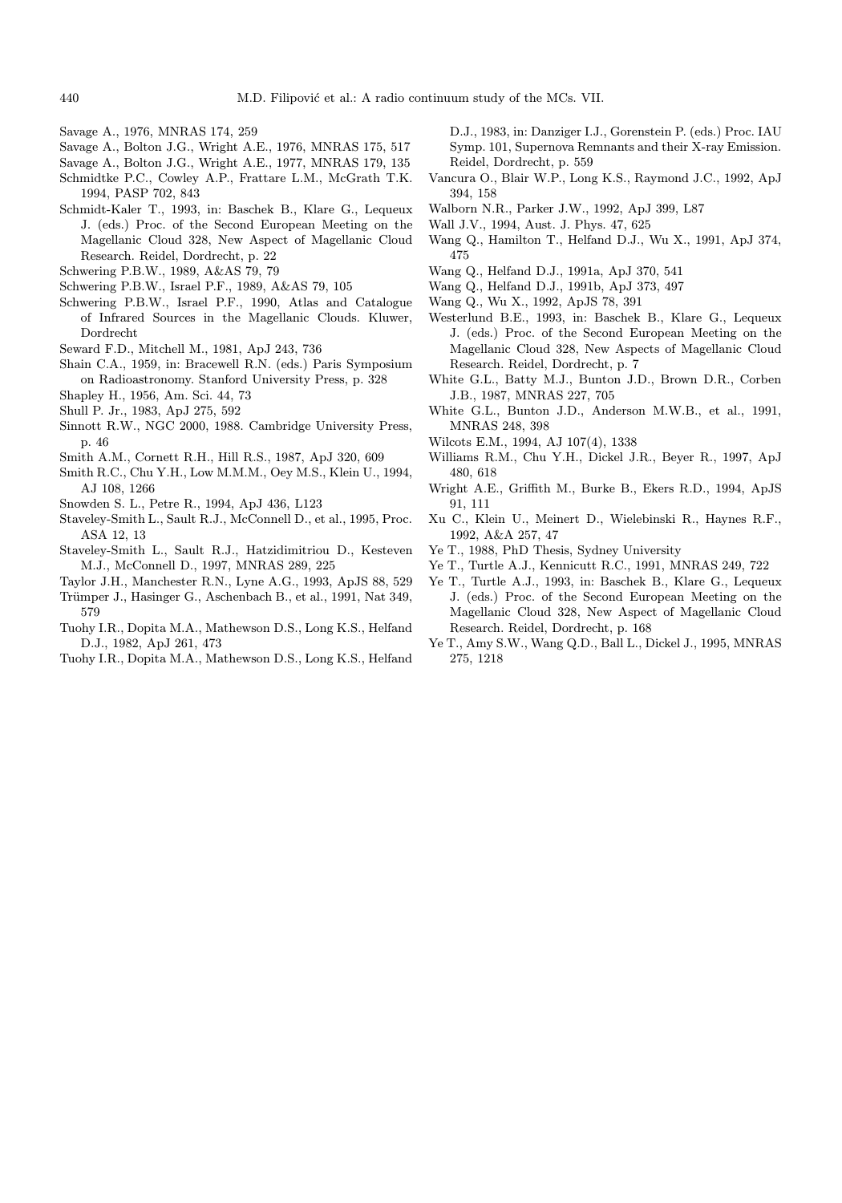Savage A., 1976, MNRAS 174, 259

Savage A., Bolton J.G., Wright A.E., 1976, MNRAS 175, 517

Savage A., Bolton J.G., Wright A.E., 1977, MNRAS 179, 135

Schmidtke P.C., Cowley A.P., Frattare L.M., McGrath T.K. 1994, PASP 702, 843

Schmidt-Kaler T., 1993, in: Baschek B., Klare G., Lequeux J. (eds.) Proc. of the Second European Meeting on the Magellanic Cloud 328, New Aspect of Magellanic Cloud Research. Reidel, Dordrecht, p. 22

Schwering P.B.W., 1989, A&AS 79, 79

Schwering P.B.W., Israel P.F., 1989, A&AS 79, 105

Schwering P.B.W., Israel P.F., 1990, Atlas and Catalogue of Infrared Sources in the Magellanic Clouds. Kluwer, Dordrecht

Seward F.D., Mitchell M., 1981, ApJ 243, 736

Shain C.A., 1959, in: Bracewell R.N. (eds.) Paris Symposium on Radioastronomy. Stanford University Press, p. 328

Shapley H., 1956, Am. Sci. 44, 73

Shull P. Jr., 1983, ApJ 275, 592

Sinnott R.W., NGC 2000, 1988. Cambridge University Press, p. 46

Smith A.M., Cornett R.H., Hill R.S., 1987, ApJ 320, 609

Smith R.C., Chu Y.H., Low M.M.M., Oey M.S., Klein U., 1994, AJ 108, 1266

Snowden S. L., Petre R., 1994, ApJ 436, L123

Staveley-Smith L., Sault R.J., McConnell D., et al., 1995, Proc. ASA 12, 13

Staveley-Smith L., Sault R.J., Hatzidimitriou D., Kesteven M.J., McConnell D., 1997, MNRAS 289, 225

Taylor J.H., Manchester R.N., Lyne A.G., 1993, ApJS 88, 529

Trümper J., Hasinger G., Aschenbach B., et al., 1991, Nat 349, 579

Tuohy I.R., Dopita M.A., Mathewson D.S., Long K.S., Helfand D.J., 1982, ApJ 261, 473

Tuohy I.R., Dopita M.A., Mathewson D.S., Long K.S., Helfand D.J., 1983, in: Danziger I.J., Gorenstein P. (eds.) Proc. IAU Symp. 101, Supernova Remnants and their X-ray Emission. Reidel, Dordrecht, p. 559

Vancura O., Blair W.P., Long K.S., Raymond J.C., 1992, ApJ 394, 158

Walborn N.R., Parker J.W., 1992, ApJ 399, L87

Wall J.V., 1994, Aust. J. Phys. 47, 625

Wang Q., Hamilton T., Helfand D.J., Wu X., 1991, ApJ 374, 475

Wang Q., Helfand D.J., 1991a, ApJ 370, 541

Wang Q., Helfand D.J., 1991b, ApJ 373, 497

Wang Q., Wu X., 1992, ApJS 78, 391

Westerlund B.E., 1993, in: Baschek B., Klare G., Lequeux J. (eds.) Proc. of the Second European Meeting on the Magellanic Cloud 328, New Aspects of Magellanic Cloud Research. Reidel, Dordrecht, p. 7

White G.L., Batty M.J., Bunton J.D., Brown D.R., Corben J.B., 1987, MNRAS 227, 705

White G.L., Bunton J.D., Anderson M.W.B., et al., 1991, MNRAS 248, 398

Wilcots E.M., 1994, AJ 107(4), 1338

Williams R.M., Chu Y.H., Dickel J.R., Beyer R., 1997, ApJ 480, 618

Wright A.E., Griffith M., Burke B., Ekers R.D., 1994, ApJS 91, 111

Xu C., Klein U., Meinert D., Wielebinski R., Haynes R.F., 1992, A&A 257, 47

Ye T., 1988, PhD Thesis, Sydney University

Ye T., Turtle A.J., Kennicutt R.C., 1991, MNRAS 249, 722

Ye T., Turtle A.J., 1993, in: Baschek B., Klare G., Lequeux J. (eds.) Proc. of the Second European Meeting on the Magellanic Cloud 328, New Aspect of Magellanic Cloud Research. Reidel, Dordrecht, p. 168

Ye T., Amy S.W., Wang Q.D., Ball L., Dickel J., 1995, MNRAS 275, 1218